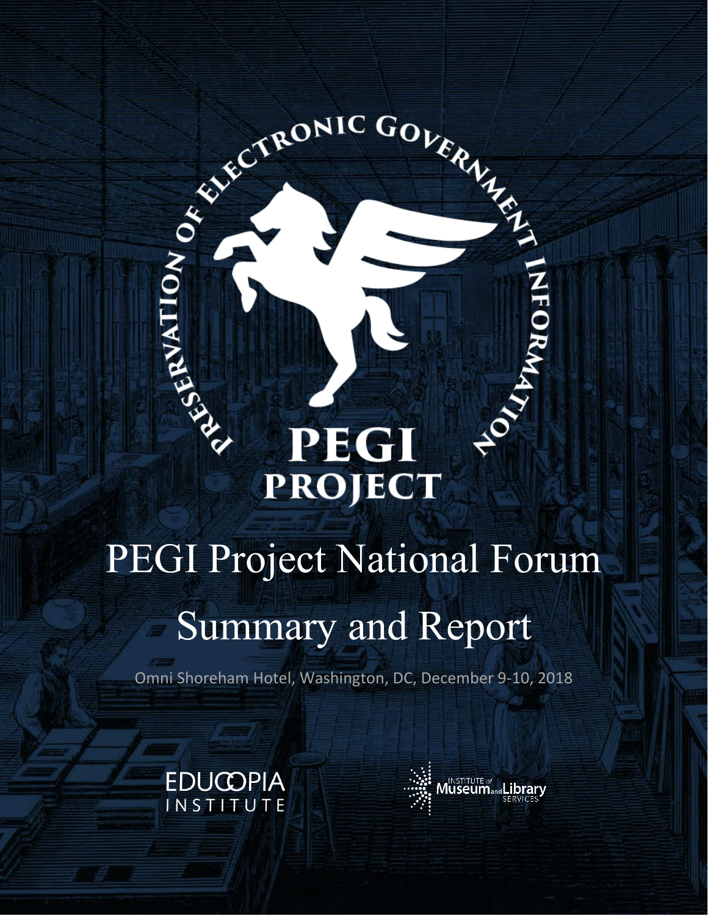PRESERVATION OF ELECTRONIC GOVERNMENT INFORMATION

PEGI PROJECT

# PEGI Project National Forum Summary and Report

Omni Shoreham Hotel, Washington, DC, December 9-10, 2018

EDUCOPIA INSTITUTE

INSTITUTE of Museum and Library SERVICES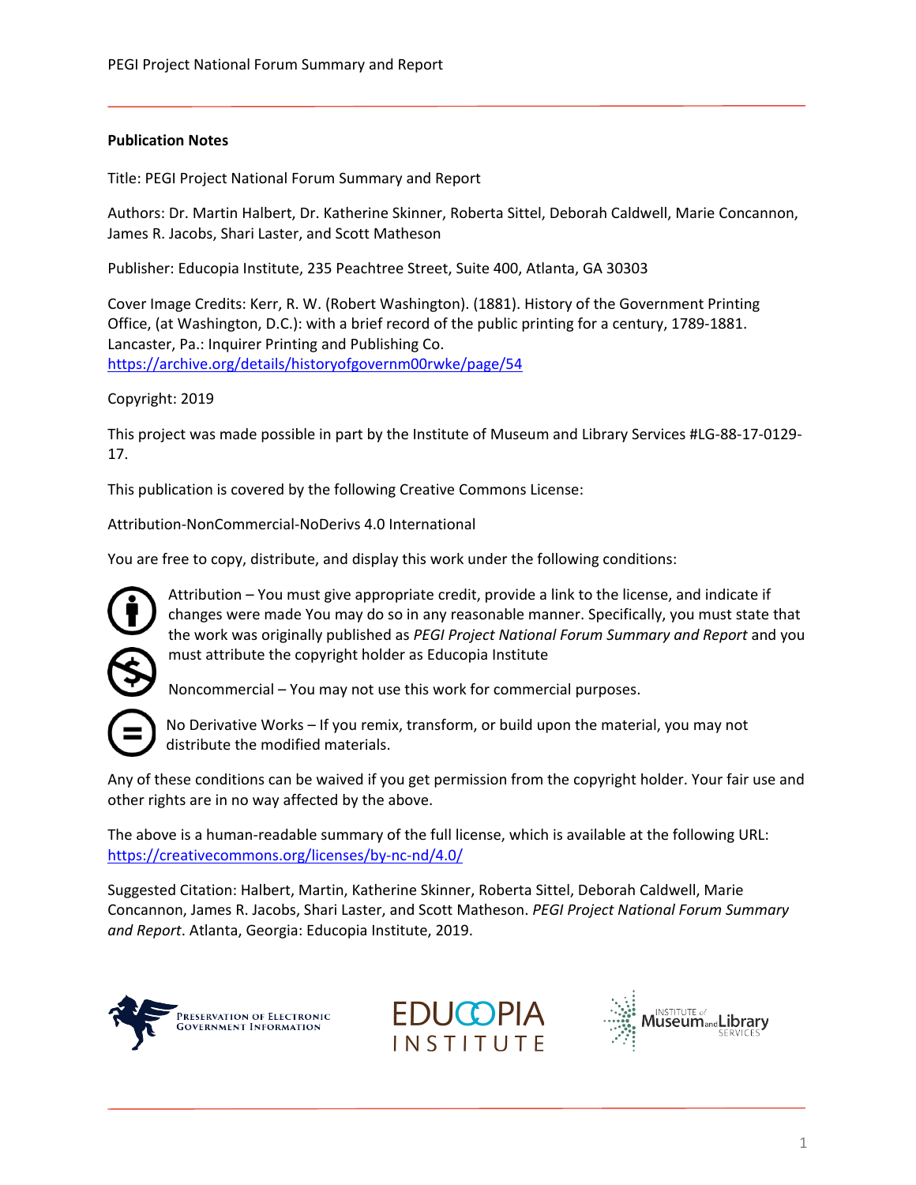**Publication Notes**

Title: PEGI Project National Forum Summary and Report

Authors: Dr. Martin Halbert, Dr. Katherine Skinner, Roberta Sittel, Deborah Caldwell, Marie Concannon, James R. Jacobs, Shari Laster, and Scott Matheson

Publisher: Educopia Institute, 235 Peachtree Street, Suite 400, Atlanta, GA 30303

Cover Image Credits: Kerr, R. W. (Robert Washington). (1881). History of the Government Printing Office, (at Washington, D.C.): with a brief record of the public printing for a century, 1789-1881. Lancaster, Pa.: Inquirer Printing and Publishing Co. https://archive.org/details/historyofgovernm00rwke/page/54

Copyright: 2019

This project was made possible in part by the Institute of Museum and Library Services #LG-88-17-0129-17.

This publication is covered by the following Creative Commons License:

Attribution-NonCommercial-NoDerivs 4.0 International

You are free to copy, distribute, and display this work under the following conditions:

Attribution – You must give appropriate credit, provide a link to the license, and indicate if changes were made You may do so in any reasonable manner. Specifically, you must state that the work was originally published as *PEGI Project National Forum Summary and Report* and you must attribute the copyright holder as Educopia Institute

Noncommercial – You may not use this work for commercial purposes.

No Derivative Works – If you remix, transform, or build upon the material, you may not distribute the modified materials.

Any of these conditions can be waived if you get permission from the copyright holder. Your fair use and other rights are in no way affected by the above.

The above is a human-readable summary of the full license, which is available at the following URL: https://creativecommons.org/licenses/by-nc-nd/4.0/

Suggested Citation: Halbert, Martin, Katherine Skinner, Roberta Sittel, Deborah Caldwell, Marie Concannon, James R. Jacobs, Shari Laster, and Scott Matheson. *PEGI Project National Forum Summary and Report*. Atlanta, Georgia: Educopia Institute, 2019.

Preservation of Electronic Government Information

EDUCOPIA INSTITUTE

Institute of Museum and Library Services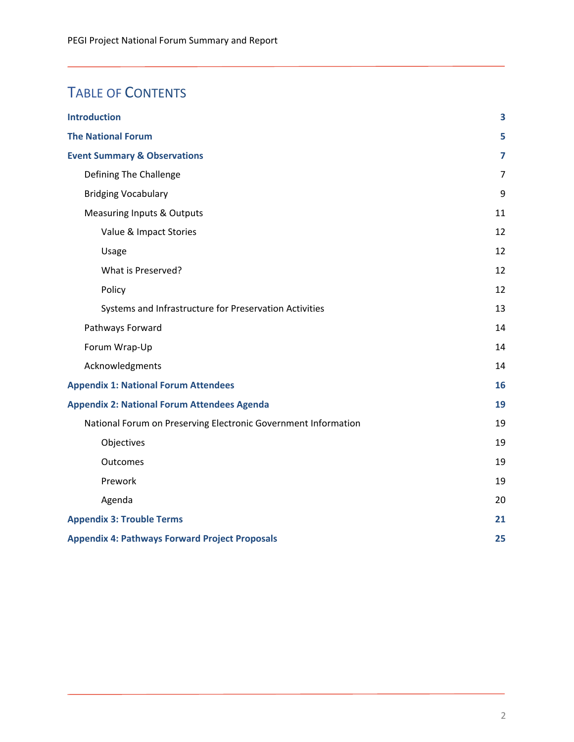# Table of Contents

| | |
|---|---|
| **Introduction** | **3** |
| **The National Forum** | **5** |
| **Event Summary & Observations** | **7** |
| Defining The Challenge | 7 |
| Bridging Vocabulary | 9 |
| Measuring Inputs & Outputs | 11 |
| Value & Impact Stories | 12 |
| Usage | 12 |
| What is Preserved? | 12 |
| Policy | 12 |
| Systems and Infrastructure for Preservation Activities | 13 |
| Pathways Forward | 14 |
| Forum Wrap-Up | 14 |
| Acknowledgments | 14 |
| **Appendix 1: National Forum Attendees** | **16** |
| **Appendix 2: National Forum Attendees Agenda** | **19** |
| National Forum on Preserving Electronic Government Information | 19 |
| Objectives | 19 |
| Outcomes | 19 |
| Prework | 19 |
| Agenda | 20 |
| **Appendix 3: Trouble Terms** | **21** |
| **Appendix 4: Pathways Forward Project Proposals** | **25** |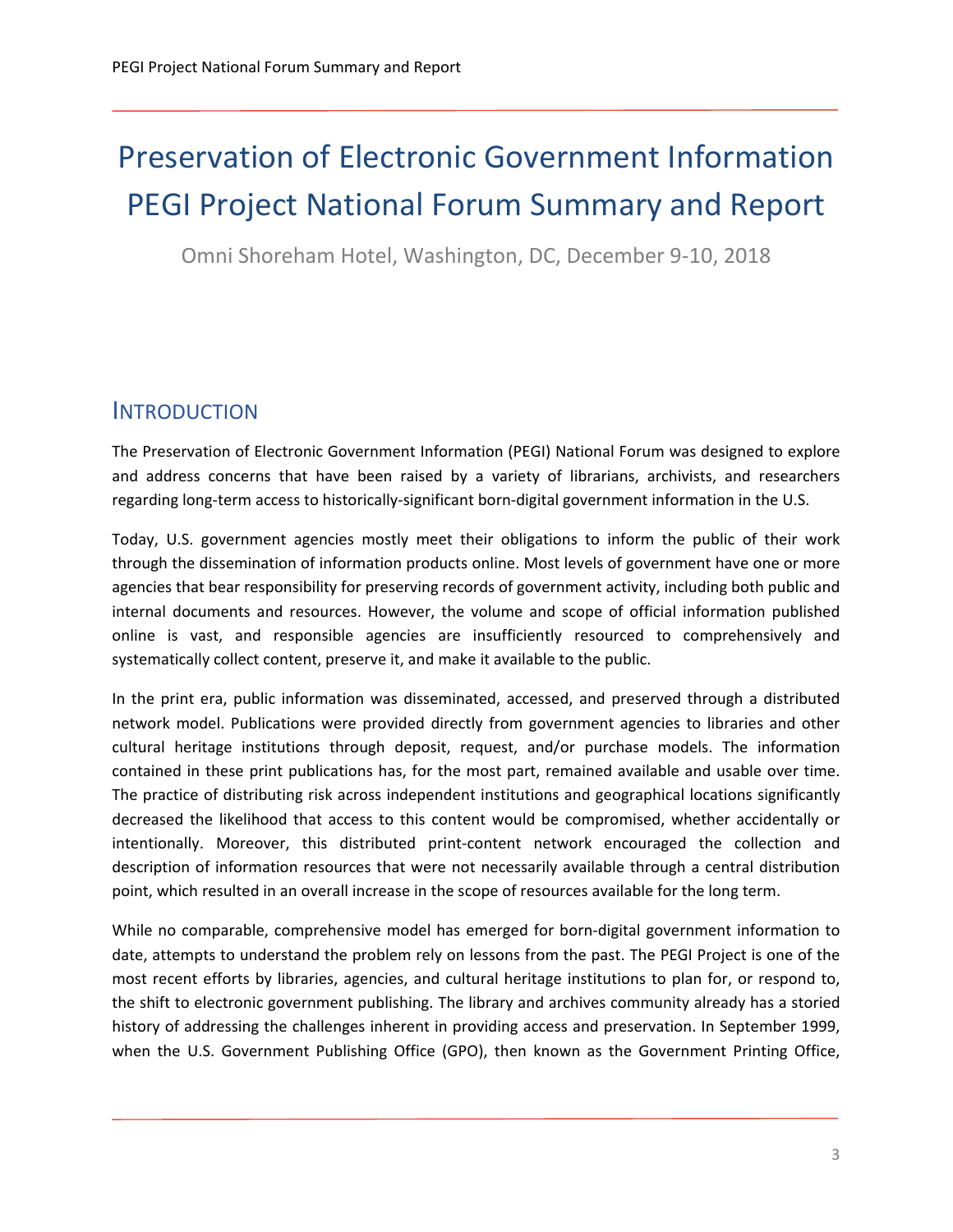# Preservation of Electronic Government Information PEGI Project National Forum Summary and Report

Omni Shoreham Hotel, Washington, DC, December 9-10, 2018

## INTRODUCTION

The Preservation of Electronic Government Information (PEGI) National Forum was designed to explore and address concerns that have been raised by a variety of librarians, archivists, and researchers regarding long-term access to historically-significant born-digital government information in the U.S.

Today, U.S. government agencies mostly meet their obligations to inform the public of their work through the dissemination of information products online. Most levels of government have one or more agencies that bear responsibility for preserving records of government activity, including both public and internal documents and resources. However, the volume and scope of official information published online is vast, and responsible agencies are insufficiently resourced to comprehensively and systematically collect content, preserve it, and make it available to the public.

In the print era, public information was disseminated, accessed, and preserved through a distributed network model. Publications were provided directly from government agencies to libraries and other cultural heritage institutions through deposit, request, and/or purchase models. The information contained in these print publications has, for the most part, remained available and usable over time. The practice of distributing risk across independent institutions and geographical locations significantly decreased the likelihood that access to this content would be compromised, whether accidentally or intentionally. Moreover, this distributed print-content network encouraged the collection and description of information resources that were not necessarily available through a central distribution point, which resulted in an overall increase in the scope of resources available for the long term.

While no comparable, comprehensive model has emerged for born-digital government information to date, attempts to understand the problem rely on lessons from the past. The PEGI Project is one of the most recent efforts by libraries, agencies, and cultural heritage institutions to plan for, or respond to, the shift to electronic government publishing. The library and archives community already has a storied history of addressing the challenges inherent in providing access and preservation. In September 1999, when the U.S. Government Publishing Office (GPO), then known as the Government Printing Office,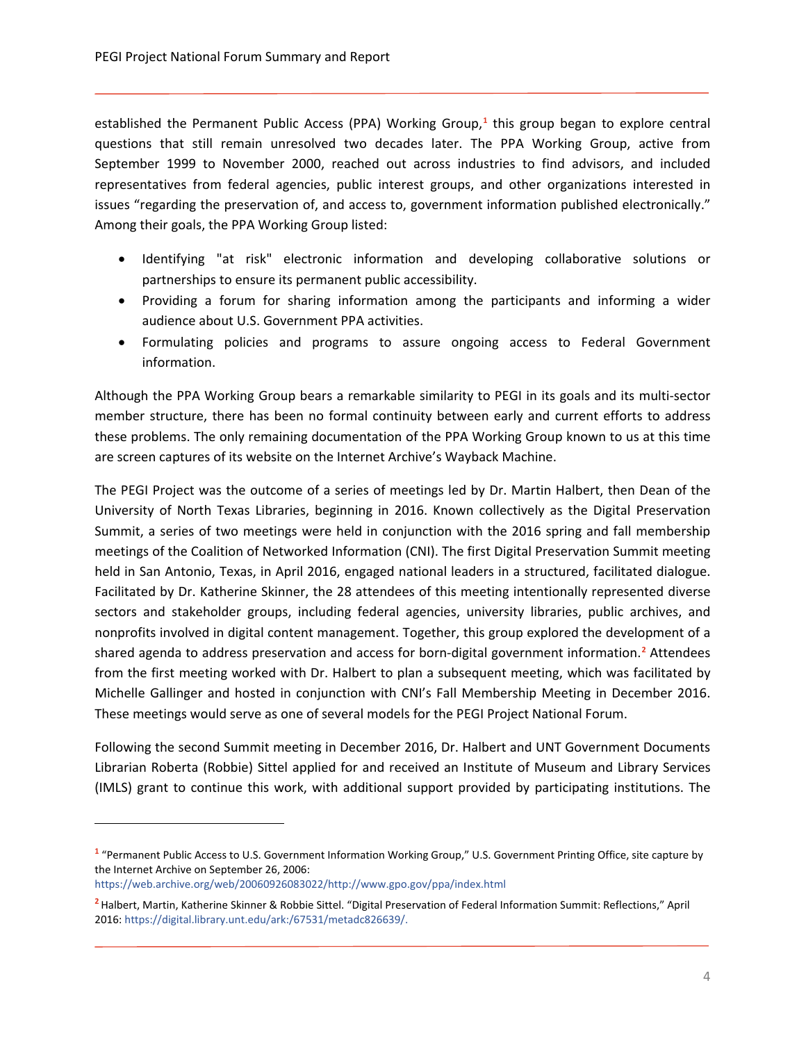established the Permanent Public Access (PPA) Working Group,[1] this group began to explore central questions that still remain unresolved two decades later. The PPA Working Group, active from September 1999 to November 2000, reached out across industries to find advisors, and included representatives from federal agencies, public interest groups, and other organizations interested in issues "regarding the preservation of, and access to, government information published electronically." Among their goals, the PPA Working Group listed:

- Identifying "at risk" electronic information and developing collaborative solutions or partnerships to ensure its permanent public accessibility.
- Providing a forum for sharing information among the participants and informing a wider audience about U.S. Government PPA activities.
- Formulating policies and programs to assure ongoing access to Federal Government information.

Although the PPA Working Group bears a remarkable similarity to PEGI in its goals and its multi-sector member structure, there has been no formal continuity between early and current efforts to address these problems. The only remaining documentation of the PPA Working Group known to us at this time are screen captures of its website on the Internet Archive's Wayback Machine.

The PEGI Project was the outcome of a series of meetings led by Dr. Martin Halbert, then Dean of the University of North Texas Libraries, beginning in 2016. Known collectively as the Digital Preservation Summit, a series of two meetings were held in conjunction with the 2016 spring and fall membership meetings of the Coalition of Networked Information (CNI). The first Digital Preservation Summit meeting held in San Antonio, Texas, in April 2016, engaged national leaders in a structured, facilitated dialogue. Facilitated by Dr. Katherine Skinner, the 28 attendees of this meeting intentionally represented diverse sectors and stakeholder groups, including federal agencies, university libraries, public archives, and nonprofits involved in digital content management. Together, this group explored the development of a shared agenda to address preservation and access for born-digital government information.[2] Attendees from the first meeting worked with Dr. Halbert to plan a subsequent meeting, which was facilitated by Michelle Gallinger and hosted in conjunction with CNI's Fall Membership Meeting in December 2016. These meetings would serve as one of several models for the PEGI Project National Forum.

Following the second Summit meeting in December 2016, Dr. Halbert and UNT Government Documents Librarian Roberta (Robbie) Sittel applied for and received an Institute of Museum and Library Services (IMLS) grant to continue this work, with additional support provided by participating institutions. The

---

[1] "Permanent Public Access to U.S. Government Information Working Group," U.S. Government Printing Office, site capture by the Internet Archive on September 26, 2006: https://web.archive.org/web/20060926083022/http://www.gpo.gov/ppa/index.html

[2] Halbert, Martin, Katherine Skinner & Robbie Sittel. "Digital Preservation of Federal Information Summit: Reflections," April 2016: https://digital.library.unt.edu/ark:/67531/metadc826639/.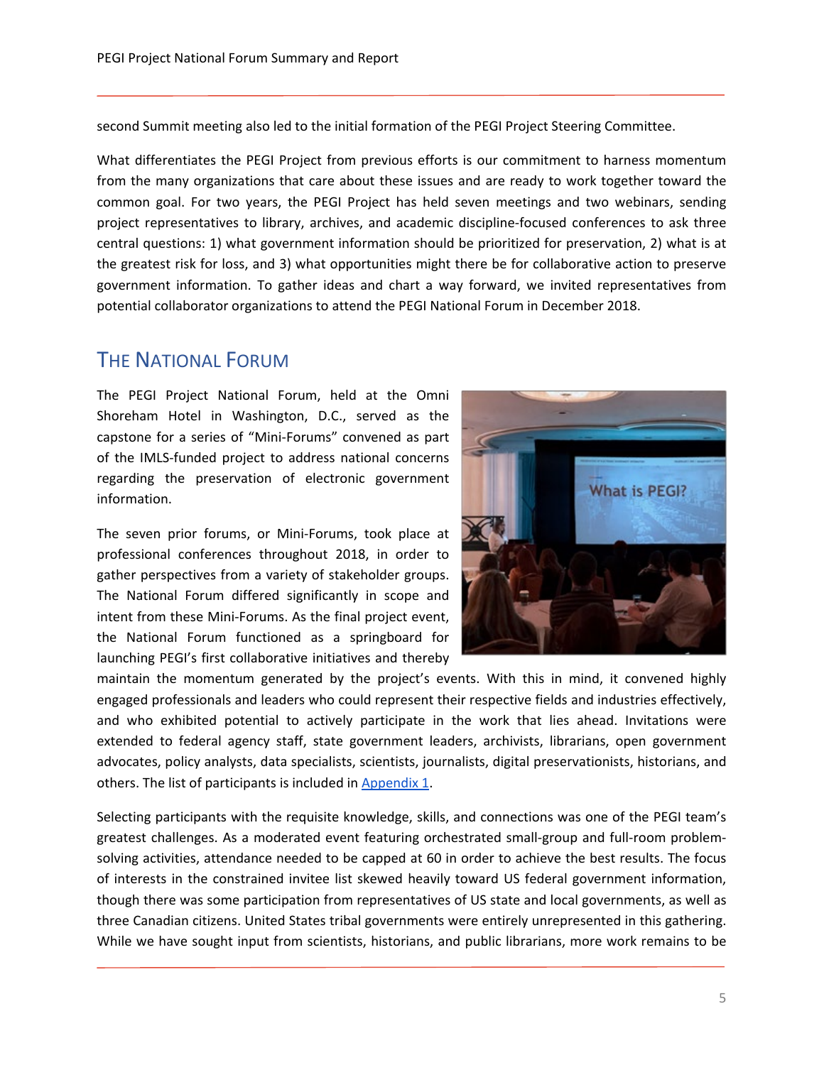second Summit meeting also led to the initial formation of the PEGI Project Steering Committee.

What differentiates the PEGI Project from previous efforts is our commitment to harness momentum from the many organizations that care about these issues and are ready to work together toward the common goal. For two years, the PEGI Project has held seven meetings and two webinars, sending project representatives to library, archives, and academic discipline-focused conferences to ask three central questions: 1) what government information should be prioritized for preservation, 2) what is at the greatest risk for loss, and 3) what opportunities might there be for collaborative action to preserve government information. To gather ideas and chart a way forward, we invited representatives from potential collaborator organizations to attend the PEGI National Forum in December 2018.

## The National Forum

The PEGI Project National Forum, held at the Omni Shoreham Hotel in Washington, D.C., served as the capstone for a series of "Mini-Forums" convened as part of the IMLS-funded project to address national concerns regarding the preservation of electronic government information.

The seven prior forums, or Mini-Forums, took place at professional conferences throughout 2018, in order to gather perspectives from a variety of stakeholder groups. The National Forum differed significantly in scope and intent from these Mini-Forums. As the final project event, the National Forum functioned as a springboard for launching PEGI's first collaborative initiatives and thereby maintain the momentum generated by the project's events. With this in mind, it convened highly engaged professionals and leaders who could represent their respective fields and industries effectively, and who exhibited potential to actively participate in the work that lies ahead. Invitations were extended to federal agency staff, state government leaders, archivists, librarians, open government advocates, policy analysts, data specialists, scientists, journalists, digital preservationists, historians, and others. The list of participants is included in Appendix 1.

Selecting participants with the requisite knowledge, skills, and connections was one of the PEGI team's greatest challenges. As a moderated event featuring orchestrated small-group and full-room problem-solving activities, attendance needed to be capped at 60 in order to achieve the best results. The focus of interests in the constrained invitee list skewed heavily toward US federal government information, though there was some participation from representatives of US state and local governments, as well as three Canadian citizens. United States tribal governments were entirely unrepresented in this gathering. While we have sought input from scientists, historians, and public librarians, more work remains to be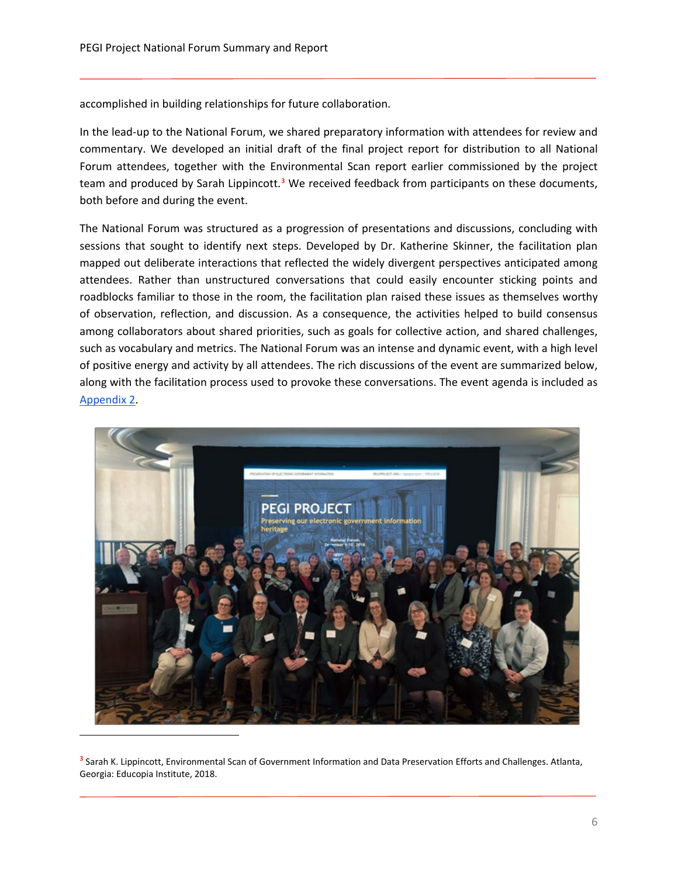accomplished in building relationships for future collaboration.

In the lead-up to the National Forum, we shared preparatory information with attendees for review and commentary. We developed an initial draft of the final project report for distribution to all National Forum attendees, together with the Environmental Scan report earlier commissioned by the project team and produced by Sarah Lippincott.[3] We received feedback from participants on these documents, both before and during the event.

The National Forum was structured as a progression of presentations and discussions, concluding with sessions that sought to identify next steps. Developed by Dr. Katherine Skinner, the facilitation plan mapped out deliberate interactions that reflected the widely divergent perspectives anticipated among attendees. Rather than unstructured conversations that could easily encounter sticking points and roadblocks familiar to those in the room, the facilitation plan raised these issues as themselves worthy of observation, reflection, and discussion. As a consequence, the activities helped to build consensus among collaborators about shared priorities, such as goals for collective action, and shared challenges, such as vocabulary and metrics. The National Forum was an intense and dynamic event, with a high level of positive energy and activity by all attendees. The rich discussions of the event are summarized below, along with the facilitation process used to provoke these conversations. The event agenda is included as [Appendix 2](#).

[3] Sarah K. Lippincott, Environmental Scan of Government Information and Data Preservation Efforts and Challenges. Atlanta, Georgia: Educopia Institute, 2018.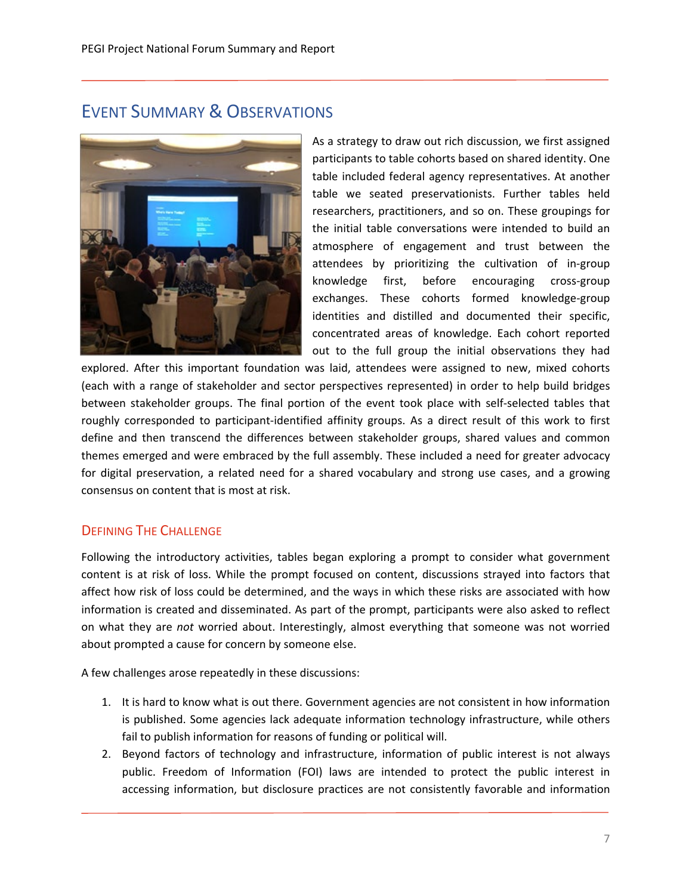## Event Summary & Observations

As a strategy to draw out rich discussion, we first assigned participants to table cohorts based on shared identity. One table included federal agency representatives. At another table we seated preservationists. Further tables held researchers, practitioners, and so on. These groupings for the initial table conversations were intended to build an atmosphere of engagement and trust between the attendees by prioritizing the cultivation of in-group knowledge first, before encouraging cross-group exchanges. These cohorts formed knowledge-group identities and distilled and documented their specific, concentrated areas of knowledge. Each cohort reported out to the full group the initial observations they had explored. After this important foundation was laid, attendees were assigned to new, mixed cohorts (each with a range of stakeholder and sector perspectives represented) in order to help build bridges between stakeholder groups. The final portion of the event took place with self-selected tables that roughly corresponded to participant-identified affinity groups. As a direct result of this work to first define and then transcend the differences between stakeholder groups, shared values and common themes emerged and were embraced by the full assembly. These included a need for greater advocacy for digital preservation, a related need for a shared vocabulary and strong use cases, and a growing consensus on content that is most at risk.

### Defining The Challenge

Following the introductory activities, tables began exploring a prompt to consider what government content is at risk of loss. While the prompt focused on content, discussions strayed into factors that affect how risk of loss could be determined, and the ways in which these risks are associated with how information is created and disseminated. As part of the prompt, participants were also asked to reflect on what they are *not* worried about. Interestingly, almost everything that someone was not worried about prompted a cause for concern by someone else.

A few challenges arose repeatedly in these discussions:

1. It is hard to know what is out there. Government agencies are not consistent in how information is published. Some agencies lack adequate information technology infrastructure, while others fail to publish information for reasons of funding or political will.
2. Beyond factors of technology and infrastructure, information of public interest is not always public. Freedom of Information (FOI) laws are intended to protect the public interest in accessing information, but disclosure practices are not consistently favorable and information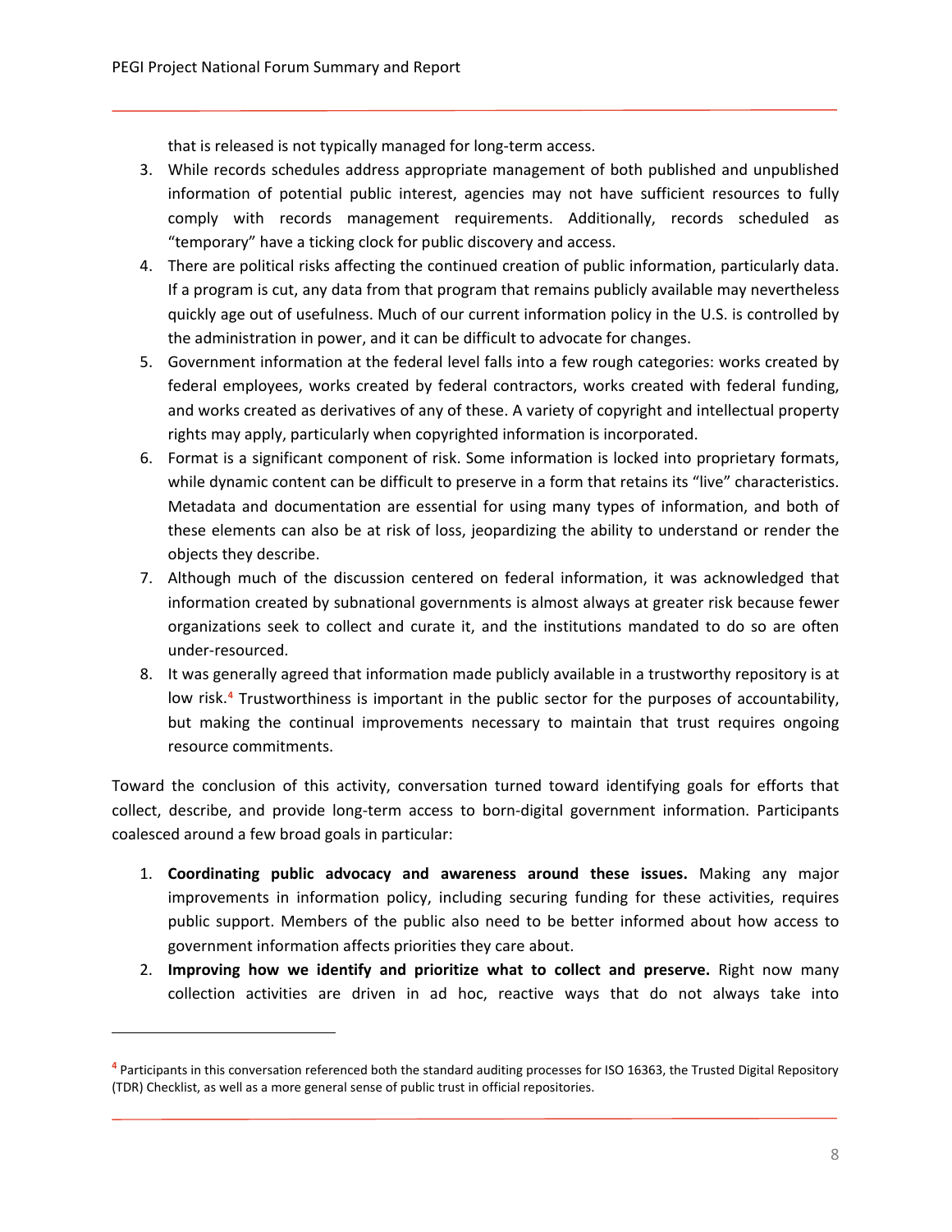that is released is not typically managed for long-term access.

3. While records schedules address appropriate management of both published and unpublished information of potential public interest, agencies may not have sufficient resources to fully comply with records management requirements. Additionally, records scheduled as "temporary" have a ticking clock for public discovery and access.
4. There are political risks affecting the continued creation of public information, particularly data. If a program is cut, any data from that program that remains publicly available may nevertheless quickly age out of usefulness. Much of our current information policy in the U.S. is controlled by the administration in power, and it can be difficult to advocate for changes.
5. Government information at the federal level falls into a few rough categories: works created by federal employees, works created by federal contractors, works created with federal funding, and works created as derivatives of any of these. A variety of copyright and intellectual property rights may apply, particularly when copyrighted information is incorporated.
6. Format is a significant component of risk. Some information is locked into proprietary formats, while dynamic content can be difficult to preserve in a form that retains its "live" characteristics. Metadata and documentation are essential for using many types of information, and both of these elements can also be at risk of loss, jeopardizing the ability to understand or render the objects they describe.
7. Although much of the discussion centered on federal information, it was acknowledged that information created by subnational governments is almost always at greater risk because fewer organizations seek to collect and curate it, and the institutions mandated to do so are often under-resourced.
8. It was generally agreed that information made publicly available in a trustworthy repository is at low risk.[4] Trustworthiness is important in the public sector for the purposes of accountability, but making the continual improvements necessary to maintain that trust requires ongoing resource commitments.

Toward the conclusion of this activity, conversation turned toward identifying goals for efforts that collect, describe, and provide long-term access to born-digital government information. Participants coalesced around a few broad goals in particular:

1. **Coordinating public advocacy and awareness around these issues.** Making any major improvements in information policy, including securing funding for these activities, requires public support. Members of the public also need to be better informed about how access to government information affects priorities they care about.
2. **Improving how we identify and prioritize what to collect and preserve.** Right now many collection activities are driven in ad hoc, reactive ways that do not always take into

[4] Participants in this conversation referenced both the standard auditing processes for ISO 16363, the Trusted Digital Repository (TDR) Checklist, as well as a more general sense of public trust in official repositories.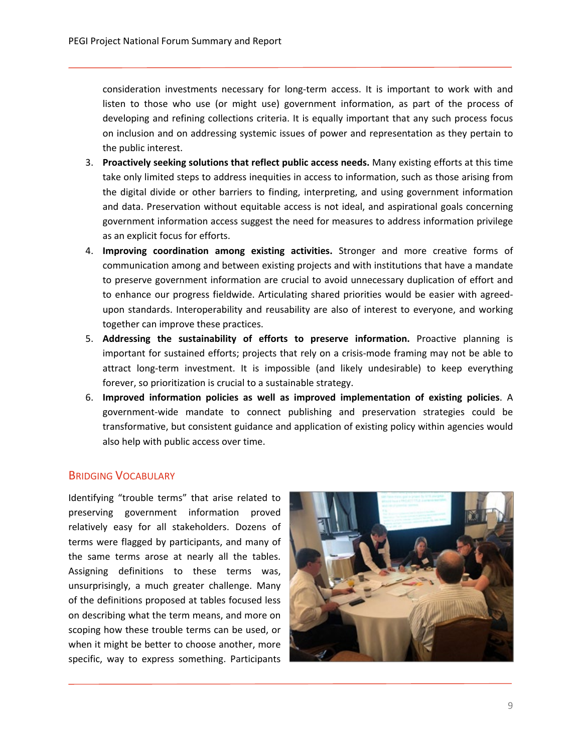consideration investments necessary for long-term access. It is important to work with and listen to those who use (or might use) government information, as part of the process of developing and refining collections criteria. It is equally important that any such process focus on inclusion and on addressing systemic issues of power and representation as they pertain to the public interest.

3. **Proactively seeking solutions that reflect public access needs.** Many existing efforts at this time take only limited steps to address inequities in access to information, such as those arising from the digital divide or other barriers to finding, interpreting, and using government information and data. Preservation without equitable access is not ideal, and aspirational goals concerning government information access suggest the need for measures to address information privilege as an explicit focus for efforts.
4. **Improving coordination among existing activities.** Stronger and more creative forms of communication among and between existing projects and with institutions that have a mandate to preserve government information are crucial to avoid unnecessary duplication of effort and to enhance our progress fieldwide. Articulating shared priorities would be easier with agreed-upon standards. Interoperability and reusability are also of interest to everyone, and working together can improve these practices.
5. **Addressing the sustainability of efforts to preserve information.** Proactive planning is important for sustained efforts; projects that rely on a crisis-mode framing may not be able to attract long-term investment. It is impossible (and likely undesirable) to keep everything forever, so prioritization is crucial to a sustainable strategy.
6. **Improved information policies as well as improved implementation of existing policies**. A government-wide mandate to connect publishing and preservation strategies could be transformative, but consistent guidance and application of existing policy within agencies would also help with public access over time.

## Bridging Vocabulary

Identifying "trouble terms" that arise related to preserving government information proved relatively easy for all stakeholders. Dozens of terms were flagged by participants, and many of the same terms arose at nearly all the tables. Assigning definitions to these terms was, unsurprisingly, a much greater challenge. Many of the definitions proposed at tables focused less on describing what the term means, and more on scoping how these trouble terms can be used, or when it might be better to choose another, more specific, way to express something. Participants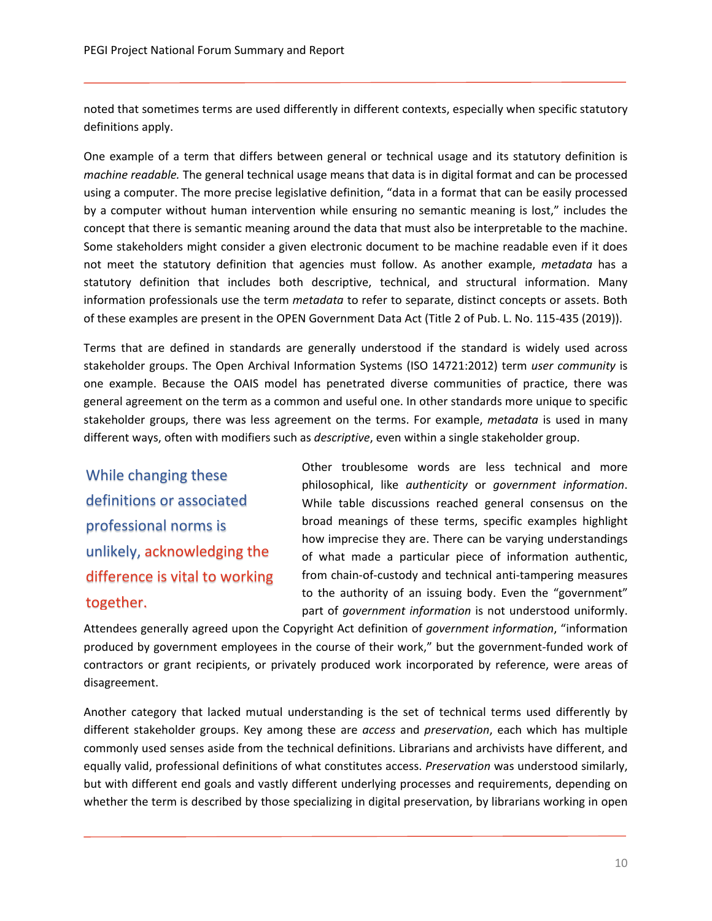noted that sometimes terms are used differently in different contexts, especially when specific statutory definitions apply.

One example of a term that differs between general or technical usage and its statutory definition is *machine readable.* The general technical usage means that data is in digital format and can be processed using a computer. The more precise legislative definition, "data in a format that can be easily processed by a computer without human intervention while ensuring no semantic meaning is lost," includes the concept that there is semantic meaning around the data that must also be interpretable to the machine. Some stakeholders might consider a given electronic document to be machine readable even if it does not meet the statutory definition that agencies must follow. As another example, *metadata* has a statutory definition that includes both descriptive, technical, and structural information. Many information professionals use the term *metadata* to refer to separate, distinct concepts or assets. Both of these examples are present in the OPEN Government Data Act (Title 2 of Pub. L. No. 115-435 (2019)).

Terms that are defined in standards are generally understood if the standard is widely used across stakeholder groups. The Open Archival Information Systems (ISO 14721:2012) term *user community* is one example. Because the OAIS model has penetrated diverse communities of practice, there was general agreement on the term as a common and useful one. In other standards more unique to specific stakeholder groups, there was less agreement on the terms. For example, *metadata* is used in many different ways, often with modifiers such as *descriptive*, even within a single stakeholder group.

> While changing these definitions or associated professional norms is unlikely, acknowledging the difference is vital to working together.

Other troublesome words are less technical and more philosophical, like *authenticity* or *government information*. While table discussions reached general consensus on the broad meanings of these terms, specific examples highlight how imprecise they are. There can be varying understandings of what made a particular piece of information authentic, from chain-of-custody and technical anti-tampering measures to the authority of an issuing body. Even the "government" part of *government information* is not understood uniformly. Attendees generally agreed upon the Copyright Act definition of *government information*, "information produced by government employees in the course of their work," but the government-funded work of contractors or grant recipients, or privately produced work incorporated by reference, were areas of disagreement.

Another category that lacked mutual understanding is the set of technical terms used differently by different stakeholder groups. Key among these are *access* and *preservation*, each which has multiple commonly used senses aside from the technical definitions. Librarians and archivists have different, and equally valid, professional definitions of what constitutes access. *Preservation* was understood similarly, but with different end goals and vastly different underlying processes and requirements, depending on whether the term is described by those specializing in digital preservation, by librarians working in open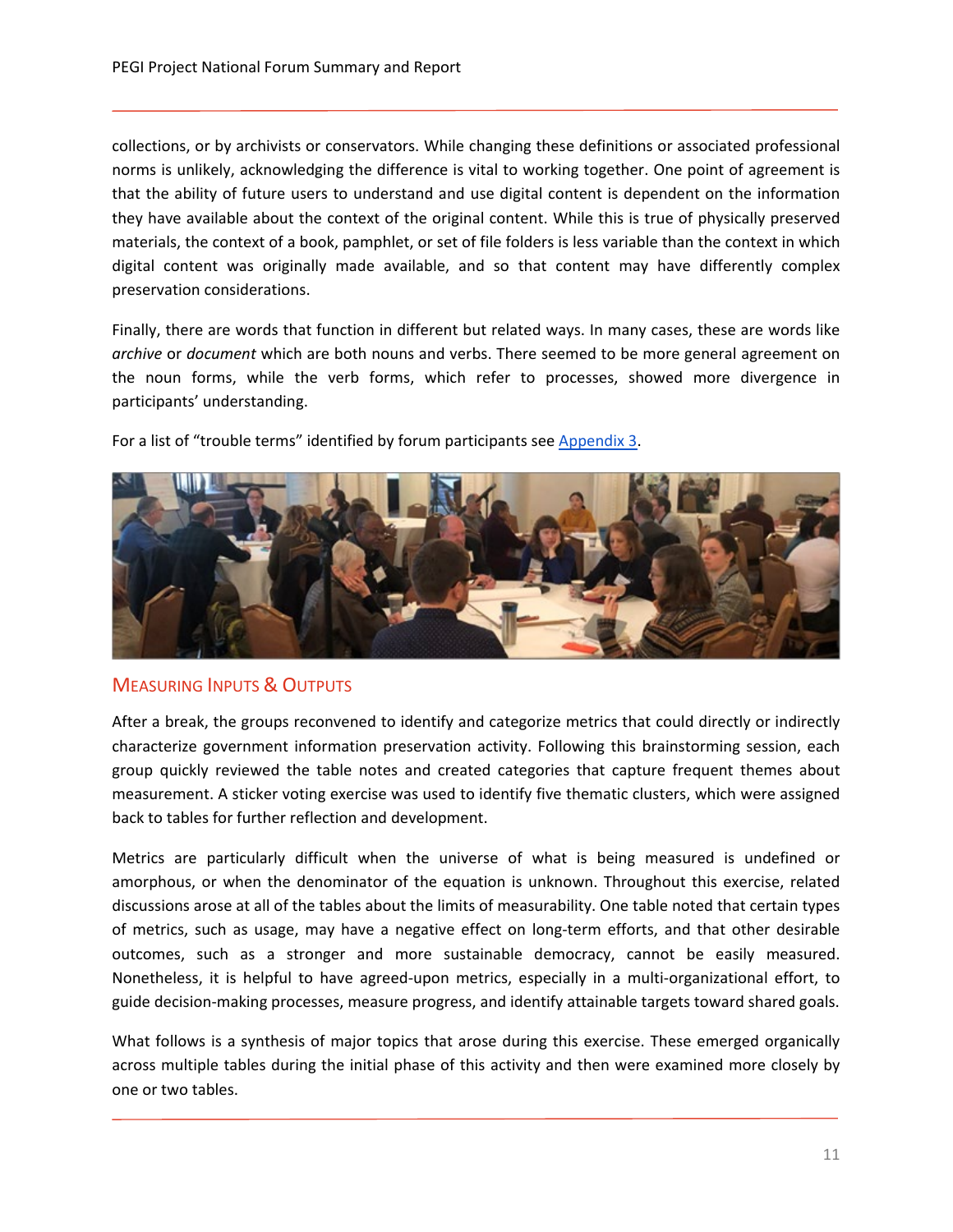collections, or by archivists or conservators. While changing these definitions or associated professional norms is unlikely, acknowledging the difference is vital to working together. One point of agreement is that the ability of future users to understand and use digital content is dependent on the information they have available about the context of the original content. While this is true of physically preserved materials, the context of a book, pamphlet, or set of file folders is less variable than the context in which digital content was originally made available, and so that content may have differently complex preservation considerations.

Finally, there are words that function in different but related ways. In many cases, these are words like *archive* or *document* which are both nouns and verbs. There seemed to be more general agreement on the noun forms, while the verb forms, which refer to processes, showed more divergence in participants' understanding.

For a list of "trouble terms" identified by forum participants see Appendix 3.

## Measuring Inputs & Outputs

After a break, the groups reconvened to identify and categorize metrics that could directly or indirectly characterize government information preservation activity. Following this brainstorming session, each group quickly reviewed the table notes and created categories that capture frequent themes about measurement. A sticker voting exercise was used to identify five thematic clusters, which were assigned back to tables for further reflection and development.

Metrics are particularly difficult when the universe of what is being measured is undefined or amorphous, or when the denominator of the equation is unknown. Throughout this exercise, related discussions arose at all of the tables about the limits of measurability. One table noted that certain types of metrics, such as usage, may have a negative effect on long-term efforts, and that other desirable outcomes, such as a stronger and more sustainable democracy, cannot be easily measured. Nonetheless, it is helpful to have agreed-upon metrics, especially in a multi-organizational effort, to guide decision-making processes, measure progress, and identify attainable targets toward shared goals.

What follows is a synthesis of major topics that arose during this exercise. These emerged organically across multiple tables during the initial phase of this activity and then were examined more closely by one or two tables.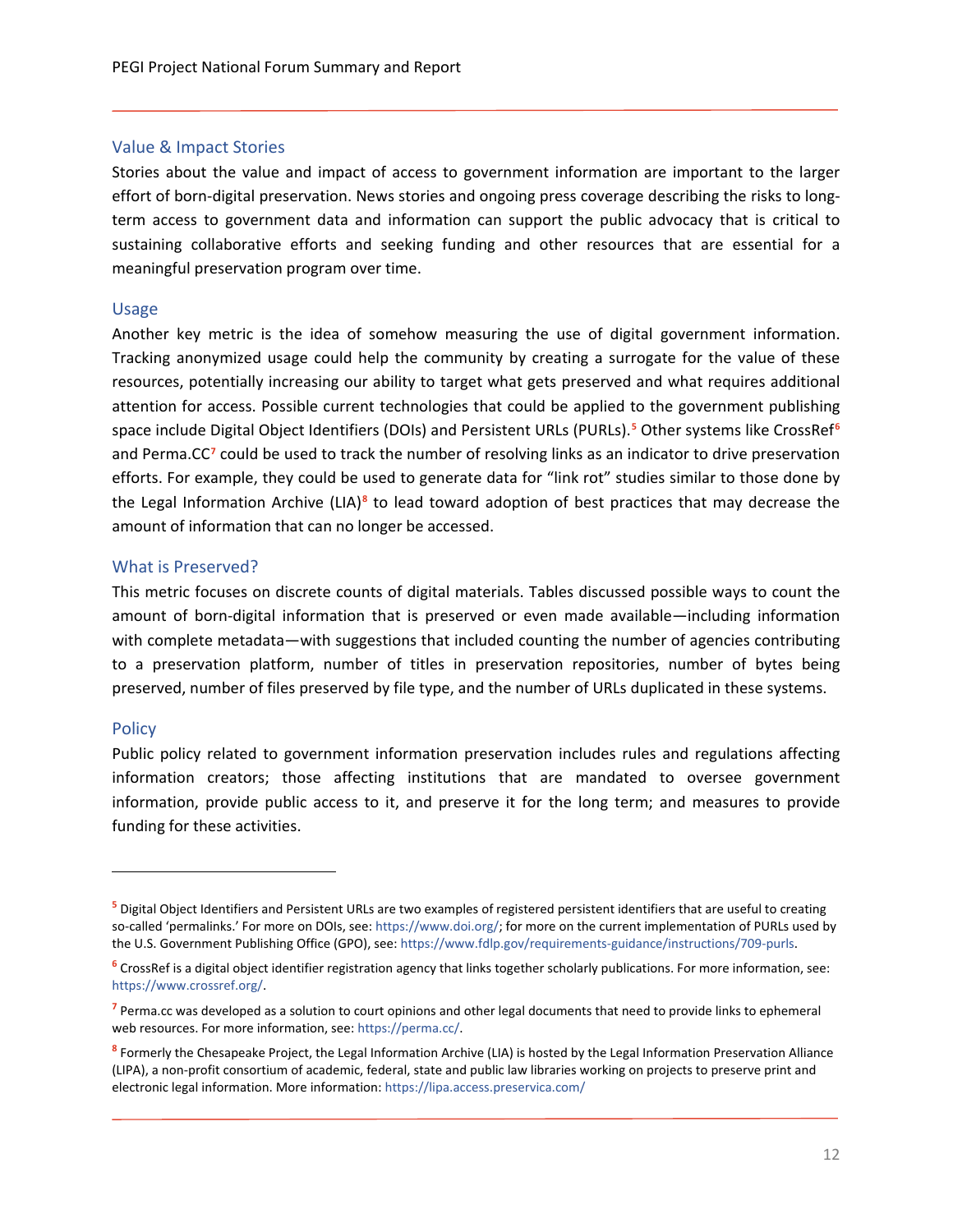### Value & Impact Stories

Stories about the value and impact of access to government information are important to the larger effort of born-digital preservation. News stories and ongoing press coverage describing the risks to long-term access to government data and information can support the public advocacy that is critical to sustaining collaborative efforts and seeking funding and other resources that are essential for a meaningful preservation program over time.

### Usage

Another key metric is the idea of somehow measuring the use of digital government information. Tracking anonymized usage could help the community by creating a surrogate for the value of these resources, potentially increasing our ability to target what gets preserved and what requires additional attention for access. Possible current technologies that could be applied to the government publishing space include Digital Object Identifiers (DOIs) and Persistent URLs (PURLs).[5] Other systems like CrossRef[6] and Perma.CC[7] could be used to track the number of resolving links as an indicator to drive preservation efforts. For example, they could be used to generate data for "link rot" studies similar to those done by the Legal Information Archive (LIA)[8] to lead toward adoption of best practices that may decrease the amount of information that can no longer be accessed.

### What is Preserved?

This metric focuses on discrete counts of digital materials. Tables discussed possible ways to count the amount of born-digital information that is preserved or even made available—including information with complete metadata—with suggestions that included counting the number of agencies contributing to a preservation platform, number of titles in preservation repositories, number of bytes being preserved, number of files preserved by file type, and the number of URLs duplicated in these systems.

### Policy

Public policy related to government information preservation includes rules and regulations affecting information creators; those affecting institutions that are mandated to oversee government information, provide public access to it, and preserve it for the long term; and measures to provide funding for these activities.

---

[5] Digital Object Identifiers and Persistent URLs are two examples of registered persistent identifiers that are useful to creating so-called 'permalinks.' For more on DOIs, see: https://www.doi.org/; for more on the current implementation of PURLs used by the U.S. Government Publishing Office (GPO), see: https://www.fdlp.gov/requirements-guidance/instructions/709-purls.

[6] CrossRef is a digital object identifier registration agency that links together scholarly publications. For more information, see: https://www.crossref.org/.

[7] Perma.cc was developed as a solution to court opinions and other legal documents that need to provide links to ephemeral web resources. For more information, see: https://perma.cc/.

[8] Formerly the Chesapeake Project, the Legal Information Archive (LIA) is hosted by the Legal Information Preservation Alliance (LIPA), a non-profit consortium of academic, federal, state and public law libraries working on projects to preserve print and electronic legal information. More information: https://lipa.access.preservica.com/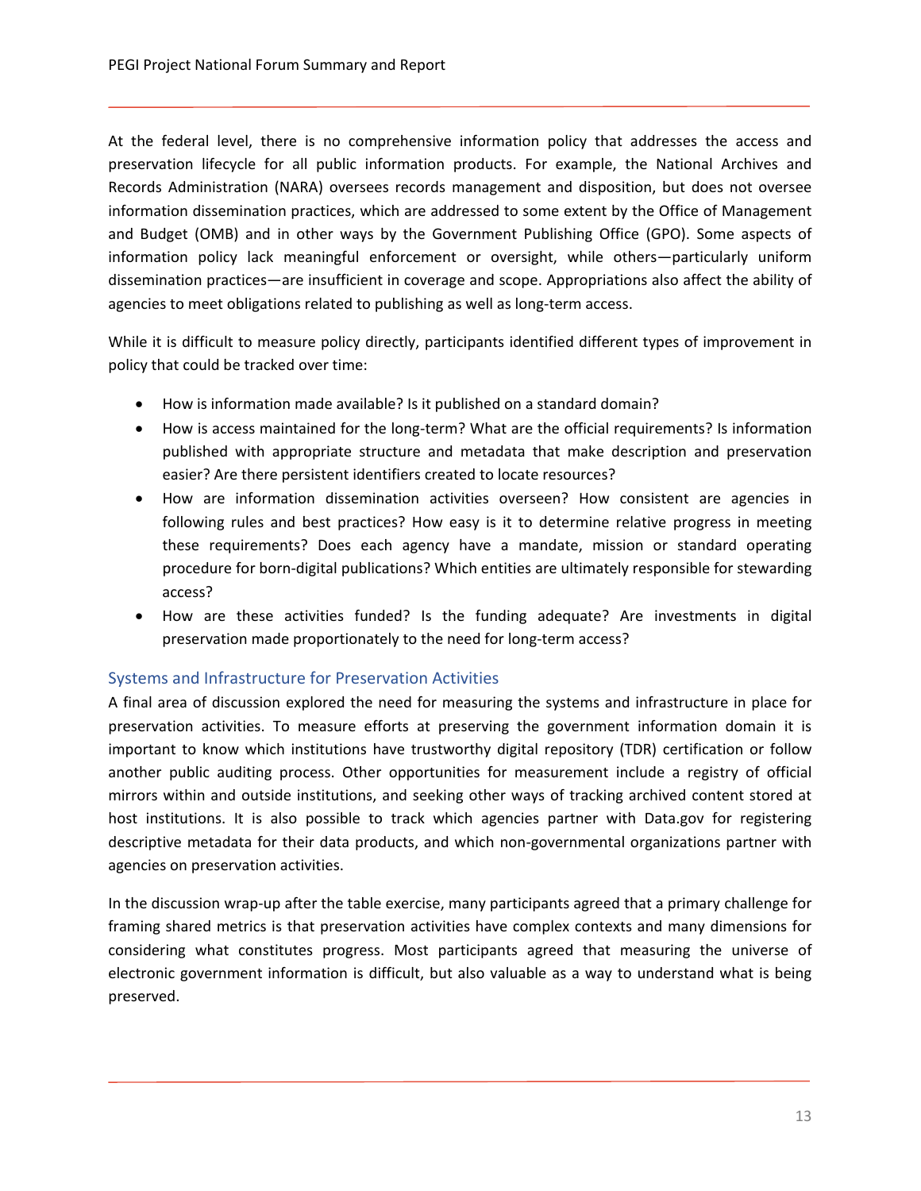At the federal level, there is no comprehensive information policy that addresses the access and preservation lifecycle for all public information products. For example, the National Archives and Records Administration (NARA) oversees records management and disposition, but does not oversee information dissemination practices, which are addressed to some extent by the Office of Management and Budget (OMB) and in other ways by the Government Publishing Office (GPO). Some aspects of information policy lack meaningful enforcement or oversight, while others—particularly uniform dissemination practices—are insufficient in coverage and scope. Appropriations also affect the ability of agencies to meet obligations related to publishing as well as long-term access.

While it is difficult to measure policy directly, participants identified different types of improvement in policy that could be tracked over time:

- How is information made available? Is it published on a standard domain?
- How is access maintained for the long-term? What are the official requirements? Is information published with appropriate structure and metadata that make description and preservation easier? Are there persistent identifiers created to locate resources?
- How are information dissemination activities overseen? How consistent are agencies in following rules and best practices? How easy is it to determine relative progress in meeting these requirements? Does each agency have a mandate, mission or standard operating procedure for born-digital publications? Which entities are ultimately responsible for stewarding access?
- How are these activities funded? Is the funding adequate? Are investments in digital preservation made proportionately to the need for long-term access?

### Systems and Infrastructure for Preservation Activities

A final area of discussion explored the need for measuring the systems and infrastructure in place for preservation activities. To measure efforts at preserving the government information domain it is important to know which institutions have trustworthy digital repository (TDR) certification or follow another public auditing process. Other opportunities for measurement include a registry of official mirrors within and outside institutions, and seeking other ways of tracking archived content stored at host institutions. It is also possible to track which agencies partner with Data.gov for registering descriptive metadata for their data products, and which non-governmental organizations partner with agencies on preservation activities.

In the discussion wrap-up after the table exercise, many participants agreed that a primary challenge for framing shared metrics is that preservation activities have complex contexts and many dimensions for considering what constitutes progress. Most participants agreed that measuring the universe of electronic government information is difficult, but also valuable as a way to understand what is being preserved.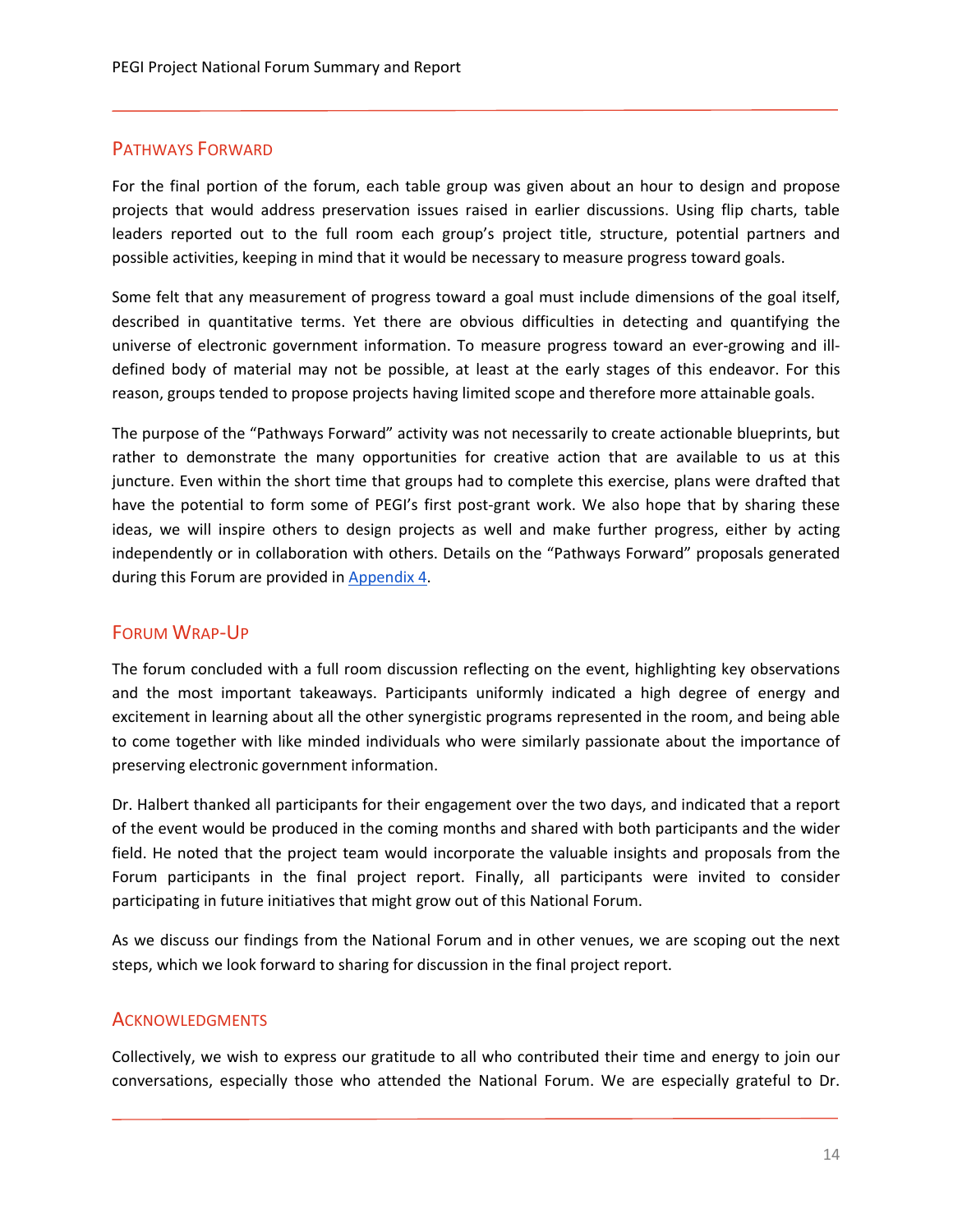## Pathways Forward

For the final portion of the forum, each table group was given about an hour to design and propose projects that would address preservation issues raised in earlier discussions. Using flip charts, table leaders reported out to the full room each group's project title, structure, potential partners and possible activities, keeping in mind that it would be necessary to measure progress toward goals.

Some felt that any measurement of progress toward a goal must include dimensions of the goal itself, described in quantitative terms. Yet there are obvious difficulties in detecting and quantifying the universe of electronic government information. To measure progress toward an ever-growing and ill-defined body of material may not be possible, at least at the early stages of this endeavor. For this reason, groups tended to propose projects having limited scope and therefore more attainable goals.

The purpose of the "Pathways Forward" activity was not necessarily to create actionable blueprints, but rather to demonstrate the many opportunities for creative action that are available to us at this juncture. Even within the short time that groups had to complete this exercise, plans were drafted that have the potential to form some of PEGI's first post-grant work. We also hope that by sharing these ideas, we will inspire others to design projects as well and make further progress, either by acting independently or in collaboration with others. Details on the "Pathways Forward" proposals generated during this Forum are provided in Appendix 4.

## Forum Wrap-Up

The forum concluded with a full room discussion reflecting on the event, highlighting key observations and the most important takeaways. Participants uniformly indicated a high degree of energy and excitement in learning about all the other synergistic programs represented in the room, and being able to come together with like minded individuals who were similarly passionate about the importance of preserving electronic government information.

Dr. Halbert thanked all participants for their engagement over the two days, and indicated that a report of the event would be produced in the coming months and shared with both participants and the wider field. He noted that the project team would incorporate the valuable insights and proposals from the Forum participants in the final project report. Finally, all participants were invited to consider participating in future initiatives that might grow out of this National Forum.

As we discuss our findings from the National Forum and in other venues, we are scoping out the next steps, which we look forward to sharing for discussion in the final project report.

## Acknowledgments

Collectively, we wish to express our gratitude to all who contributed their time and energy to join our conversations, especially those who attended the National Forum. We are especially grateful to Dr.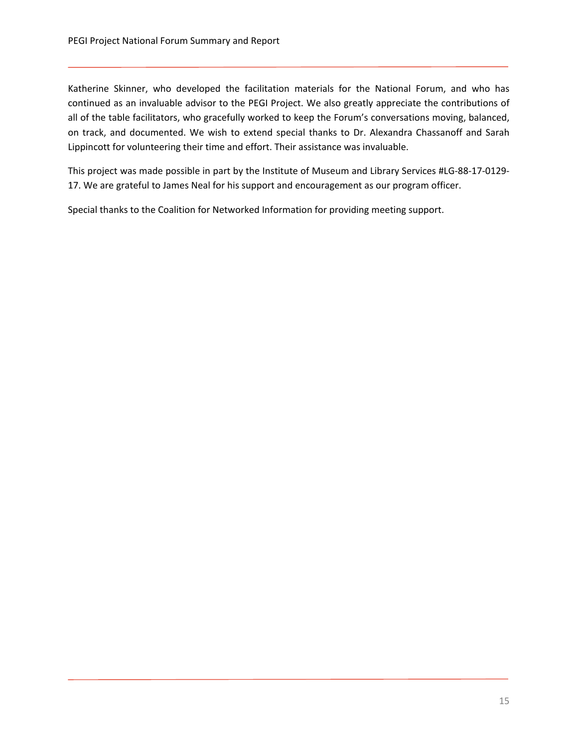Katherine Skinner, who developed the facilitation materials for the National Forum, and who has continued as an invaluable advisor to the PEGI Project. We also greatly appreciate the contributions of all of the table facilitators, who gracefully worked to keep the Forum's conversations moving, balanced, on track, and documented. We wish to extend special thanks to Dr. Alexandra Chassanoff and Sarah Lippincott for volunteering their time and effort. Their assistance was invaluable.

This project was made possible in part by the Institute of Museum and Library Services #LG-88-17-0129-17. We are grateful to James Neal for his support and encouragement as our program officer.

Special thanks to the Coalition for Networked Information for providing meeting support.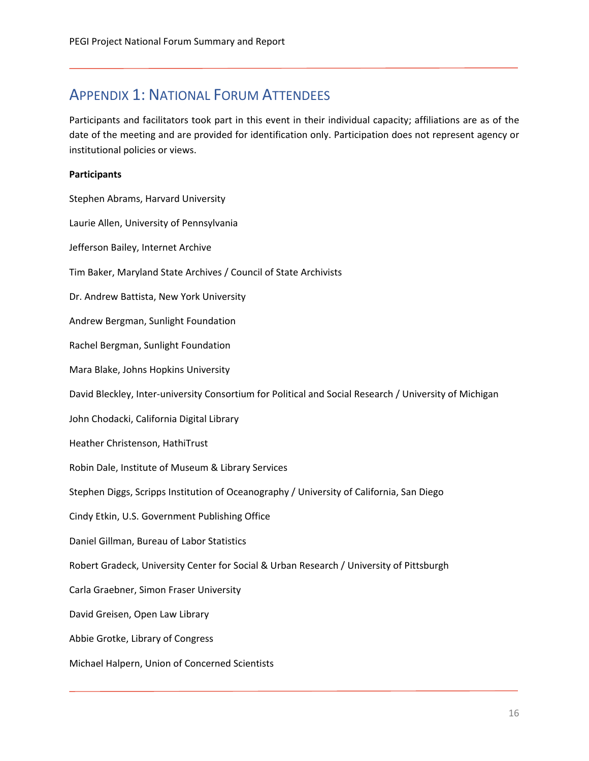## Appendix 1: National Forum Attendees

Participants and facilitators took part in this event in their individual capacity; affiliations are as of the date of the meeting and are provided for identification only. Participation does not represent agency or institutional policies or views.

**Participants**

Stephen Abrams, Harvard University

Laurie Allen, University of Pennsylvania

Jefferson Bailey, Internet Archive

Tim Baker, Maryland State Archives / Council of State Archivists

Dr. Andrew Battista, New York University

Andrew Bergman, Sunlight Foundation

Rachel Bergman, Sunlight Foundation

Mara Blake, Johns Hopkins University

David Bleckley, Inter-university Consortium for Political and Social Research / University of Michigan

John Chodacki, California Digital Library

Heather Christenson, HathiTrust

Robin Dale, Institute of Museum & Library Services

Stephen Diggs, Scripps Institution of Oceanography / University of California, San Diego

Cindy Etkin, U.S. Government Publishing Office

Daniel Gillman, Bureau of Labor Statistics

Robert Gradeck, University Center for Social & Urban Research / University of Pittsburgh

Carla Graebner, Simon Fraser University

David Greisen, Open Law Library

Abbie Grotke, Library of Congress

Michael Halpern, Union of Concerned Scientists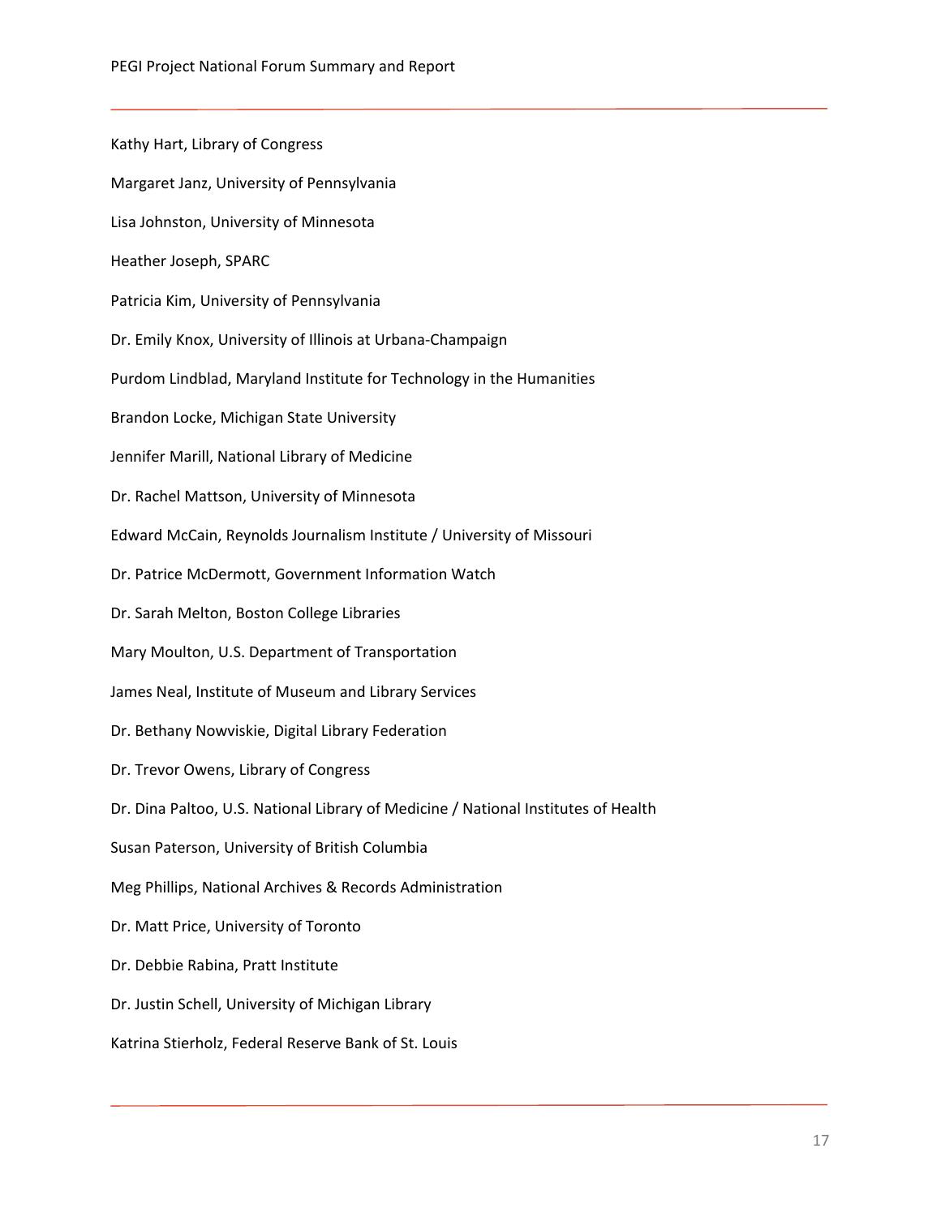Kathy Hart, Library of Congress

Margaret Janz, University of Pennsylvania

Lisa Johnston, University of Minnesota

Heather Joseph, SPARC

Patricia Kim, University of Pennsylvania

Dr. Emily Knox, University of Illinois at Urbana-Champaign

Purdom Lindblad, Maryland Institute for Technology in the Humanities

Brandon Locke, Michigan State University

Jennifer Marill, National Library of Medicine

Dr. Rachel Mattson, University of Minnesota

Edward McCain, Reynolds Journalism Institute / University of Missouri

Dr. Patrice McDermott, Government Information Watch

Dr. Sarah Melton, Boston College Libraries

Mary Moulton, U.S. Department of Transportation

James Neal, Institute of Museum and Library Services

Dr. Bethany Nowviskie, Digital Library Federation

Dr. Trevor Owens, Library of Congress

Dr. Dina Paltoo, U.S. National Library of Medicine / National Institutes of Health

Susan Paterson, University of British Columbia

Meg Phillips, National Archives & Records Administration

Dr. Matt Price, University of Toronto

Dr. Debbie Rabina, Pratt Institute

Dr. Justin Schell, University of Michigan Library

Katrina Stierholz, Federal Reserve Bank of St. Louis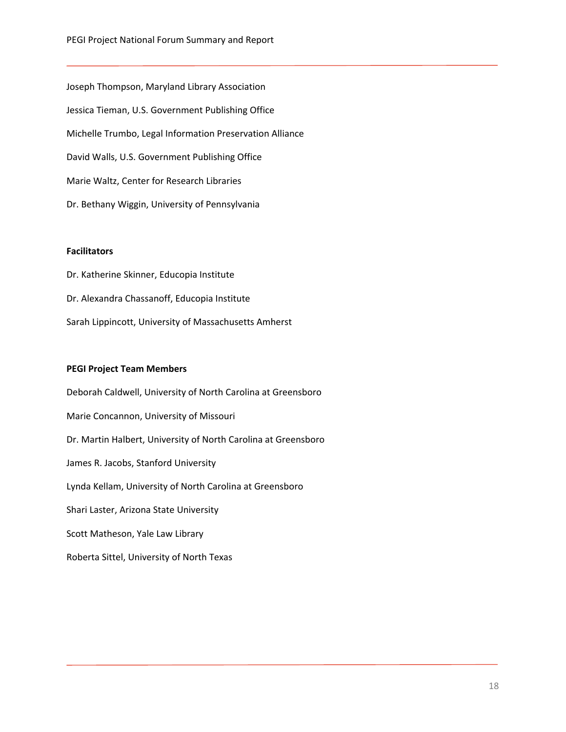Joseph Thompson, Maryland Library Association

Jessica Tieman, U.S. Government Publishing Office

Michelle Trumbo, Legal Information Preservation Alliance

David Walls, U.S. Government Publishing Office

Marie Waltz, Center for Research Libraries

Dr. Bethany Wiggin, University of Pennsylvania

**Facilitators**

Dr. Katherine Skinner, Educopia Institute

Dr. Alexandra Chassanoff, Educopia Institute

Sarah Lippincott, University of Massachusetts Amherst

**PEGI Project Team Members**

Deborah Caldwell, University of North Carolina at Greensboro

Marie Concannon, University of Missouri

Dr. Martin Halbert, University of North Carolina at Greensboro

James R. Jacobs, Stanford University

Lynda Kellam, University of North Carolina at Greensboro

Shari Laster, Arizona State University

Scott Matheson, Yale Law Library

Roberta Sittel, University of North Texas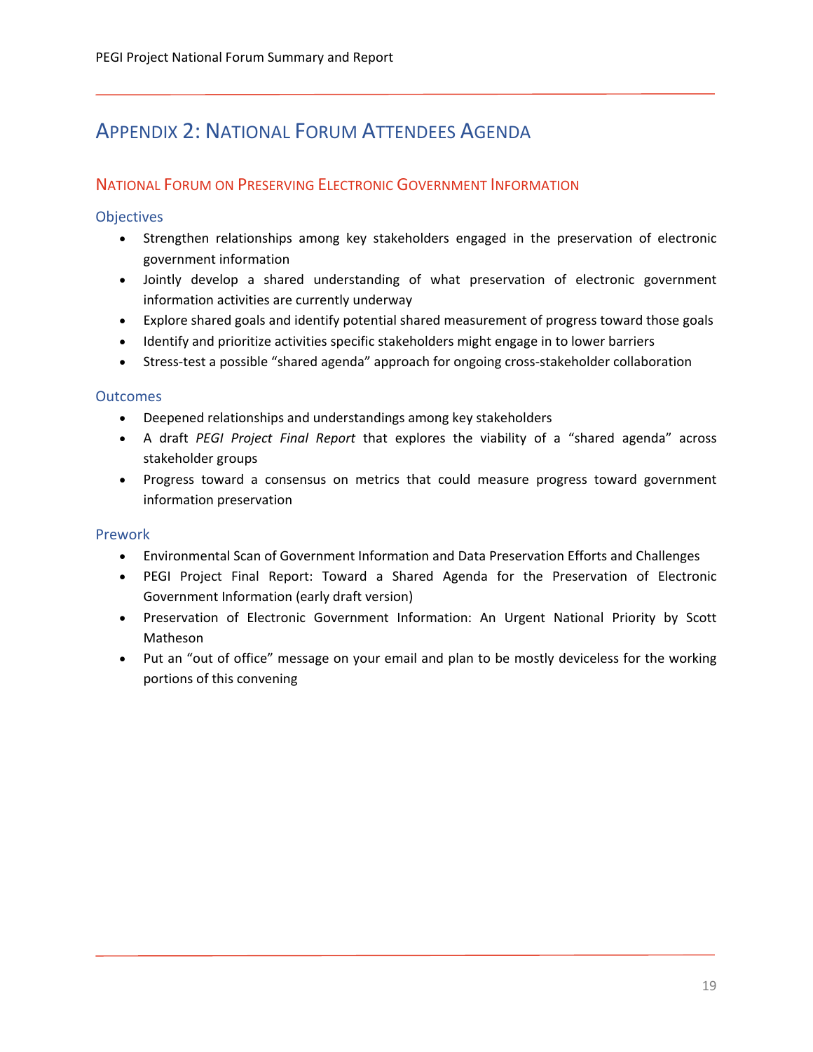# Appendix 2: National Forum Attendees Agenda

## National Forum on Preserving Electronic Government Information

### Objectives

- Strengthen relationships among key stakeholders engaged in the preservation of electronic government information
- Jointly develop a shared understanding of what preservation of electronic government information activities are currently underway
- Explore shared goals and identify potential shared measurement of progress toward those goals
- Identify and prioritize activities specific stakeholders might engage in to lower barriers
- Stress-test a possible "shared agenda" approach for ongoing cross-stakeholder collaboration

### Outcomes

- Deepened relationships and understandings among key stakeholders
- A draft *PEGI Project Final Report* that explores the viability of a "shared agenda" across stakeholder groups
- Progress toward a consensus on metrics that could measure progress toward government information preservation

### Prework

- Environmental Scan of Government Information and Data Preservation Efforts and Challenges
- PEGI Project Final Report: Toward a Shared Agenda for the Preservation of Electronic Government Information (early draft version)
- Preservation of Electronic Government Information: An Urgent National Priority by Scott Matheson
- Put an "out of office" message on your email and plan to be mostly deviceless for the working portions of this convening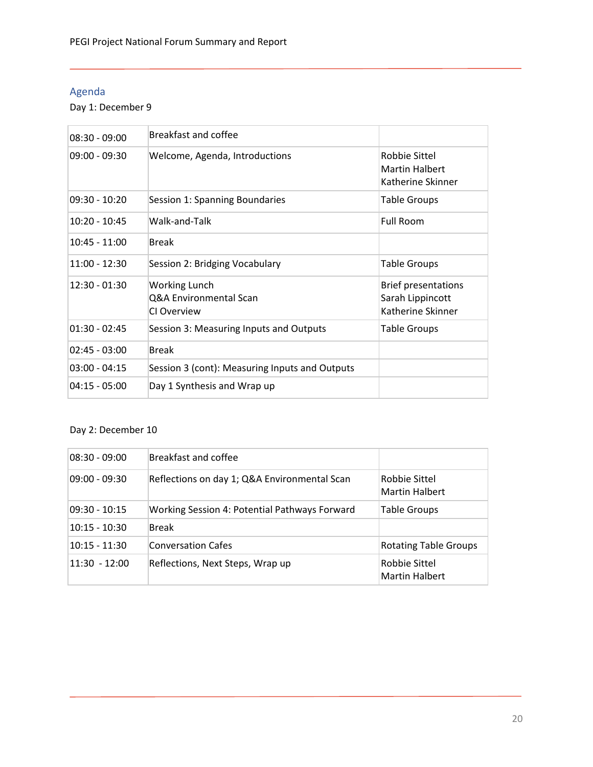## Agenda

Day 1: December 9

| | | |
|---|---|---|
| 08:30 - 09:00 | Breakfast and coffee | |
| 09:00 - 09:30 | Welcome, Agenda, Introductions | Robbie Sittel<br>Martin Halbert<br>Katherine Skinner |
| 09:30 - 10:20 | Session 1: Spanning Boundaries | Table Groups |
| 10:20 - 10:45 | Walk-and-Talk | Full Room |
| 10:45 - 11:00 | Break | |
| 11:00 - 12:30 | Session 2: Bridging Vocabulary | Table Groups |
| 12:30 - 01:30 | Working Lunch<br>Q&A Environmental Scan<br>CI Overview | Brief presentations<br>Sarah Lippincott<br>Katherine Skinner |
| 01:30 - 02:45 | Session 3: Measuring Inputs and Outputs | Table Groups |
| 02:45 - 03:00 | Break | |
| 03:00 - 04:15 | Session 3 (cont): Measuring Inputs and Outputs | |
| 04:15 - 05:00 | Day 1 Synthesis and Wrap up | |

Day 2: December 10

| | | |
|---|---|---|
| 08:30 - 09:00 | Breakfast and coffee | |
| 09:00 - 09:30 | Reflections on day 1; Q&A Environmental Scan | Robbie Sittel<br>Martin Halbert |
| 09:30 - 10:15 | Working Session 4: Potential Pathways Forward | Table Groups |
| 10:15 - 10:30 | Break | |
| 10:15 - 11:30 | Conversation Cafes | Rotating Table Groups |
| 11:30 - 12:00 | Reflections, Next Steps, Wrap up | Robbie Sittel<br>Martin Halbert |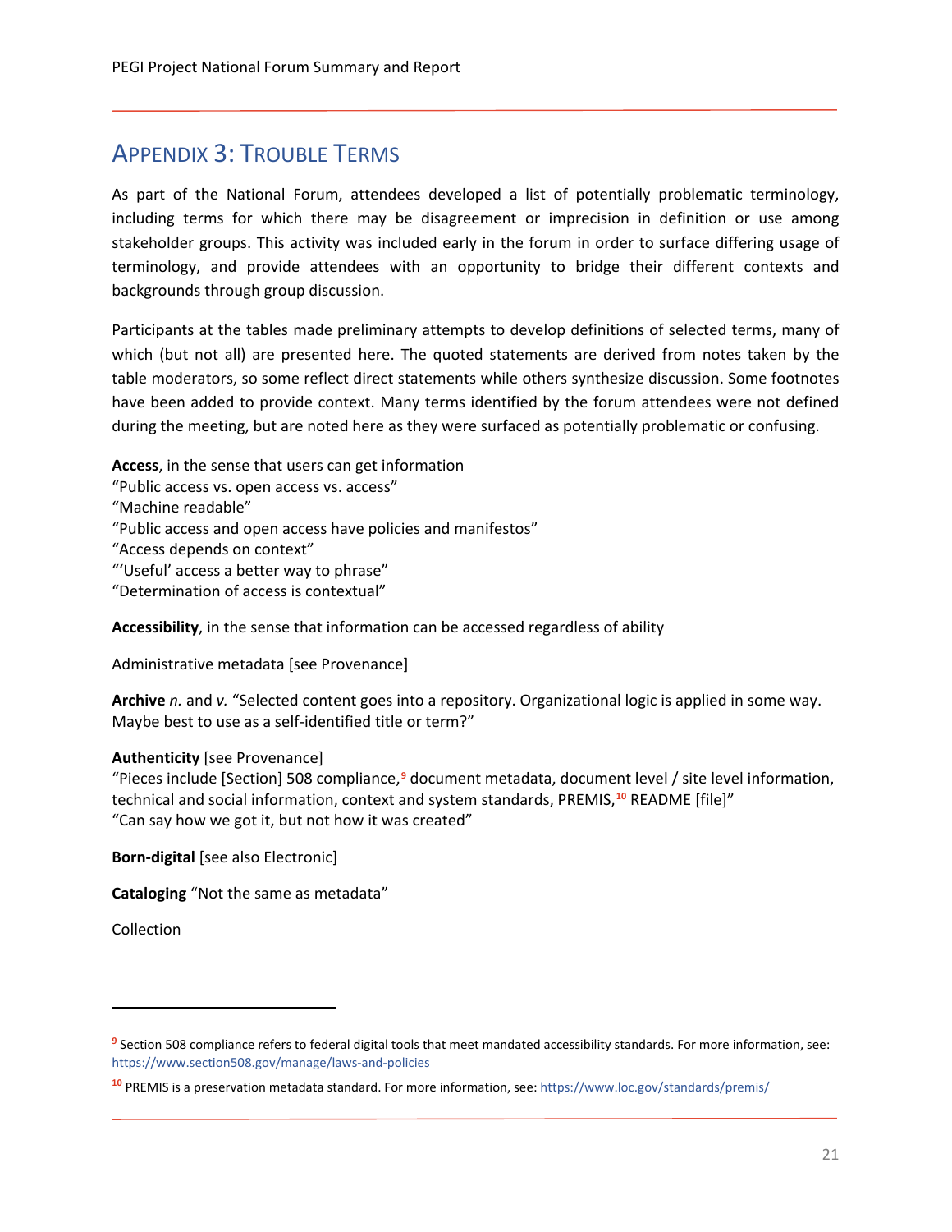## APPENDIX 3: TROUBLE TERMS

As part of the National Forum, attendees developed a list of potentially problematic terminology, including terms for which there may be disagreement or imprecision in definition or use among stakeholder groups. This activity was included early in the forum in order to surface differing usage of terminology, and provide attendees with an opportunity to bridge their different contexts and backgrounds through group discussion.

Participants at the tables made preliminary attempts to develop definitions of selected terms, many of which (but not all) are presented here. The quoted statements are derived from notes taken by the table moderators, so some reflect direct statements while others synthesize discussion. Some footnotes have been added to provide context. Many terms identified by the forum attendees were not defined during the meeting, but are noted here as they were surfaced as potentially problematic or confusing.

**Access**, in the sense that users can get information
"Public access vs. open access vs. access"
"Machine readable"
"Public access and open access have policies and manifestos"
"Access depends on context"
"'Useful' access a better way to phrase"
"Determination of access is contextual"

**Accessibility**, in the sense that information can be accessed regardless of ability

Administrative metadata [see Provenance]

**Archive** *n.* and *v.* "Selected content goes into a repository. Organizational logic is applied in some way. Maybe best to use as a self-identified title or term?"

**Authenticity** [see Provenance]
"Pieces include [Section] 508 compliance,[9] document metadata, document level / site level information, technical and social information, context and system standards, PREMIS,[10] README [file]"
"Can say how we got it, but not how it was created"

**Born-digital** [see also Electronic]

**Cataloging** "Not the same as metadata"

Collection

---

[9] Section 508 compliance refers to federal digital tools that meet mandated accessibility standards. For more information, see: https://www.section508.gov/manage/laws-and-policies

[10] PREMIS is a preservation metadata standard. For more information, see: https://www.loc.gov/standards/premis/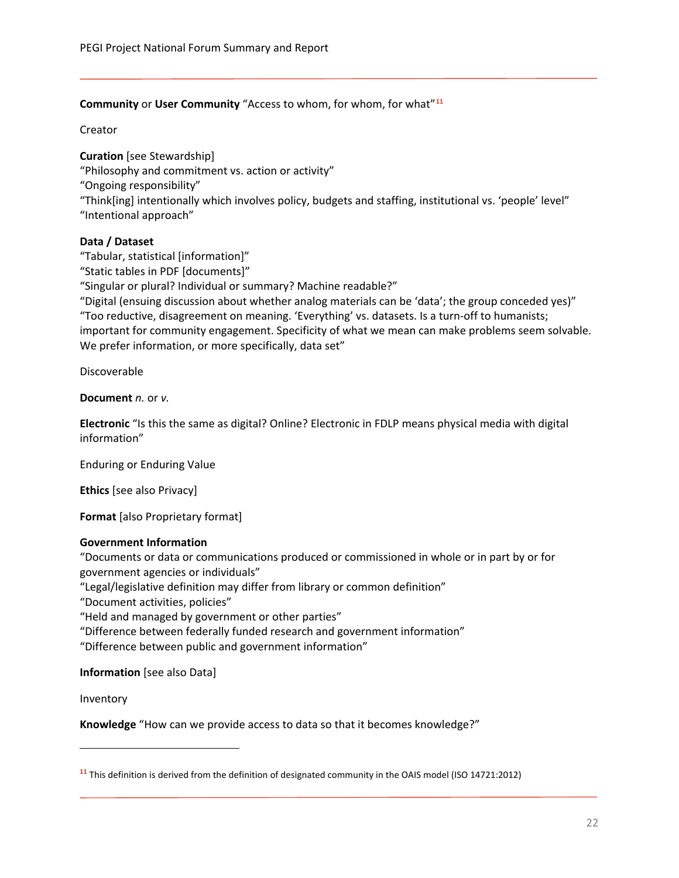**Community** or **User Community** "Access to whom, for whom, for what"[11]

Creator

**Curation** [see Stewardship]
"Philosophy and commitment vs. action or activity"
"Ongoing responsibility"
"Think[ing] intentionally which involves policy, budgets and staffing, institutional vs. 'people' level"
"Intentional approach"

**Data / Dataset**
"Tabular, statistical [information]"
"Static tables in PDF [documents]"
"Singular or plural? Individual or summary? Machine readable?"
"Digital (ensuing discussion about whether analog materials can be 'data'; the group conceded yes)"
"Too reductive, disagreement on meaning. 'Everything' vs. datasets. Is a turn-off to humanists; important for community engagement. Specificity of what we mean can make problems seem solvable. We prefer information, or more specifically, data set"

Discoverable

**Document** *n.* or *v.*

**Electronic** "Is this the same as digital? Online? Electronic in FDLP means physical media with digital information"

Enduring or Enduring Value

**Ethics** [see also Privacy]

**Format** [also Proprietary format]

**Government Information**
"Documents or data or communications produced or commissioned in whole or in part by or for government agencies or individuals"
"Legal/legislative definition may differ from library or common definition"
"Document activities, policies"
"Held and managed by government or other parties"
"Difference between federally funded research and government information"
"Difference between public and government information"

**Information** [see also Data]

Inventory

**Knowledge** "How can we provide access to data so that it becomes knowledge?"

---

[11] This definition is derived from the definition of designated community in the OAIS model (ISO 14721:2012)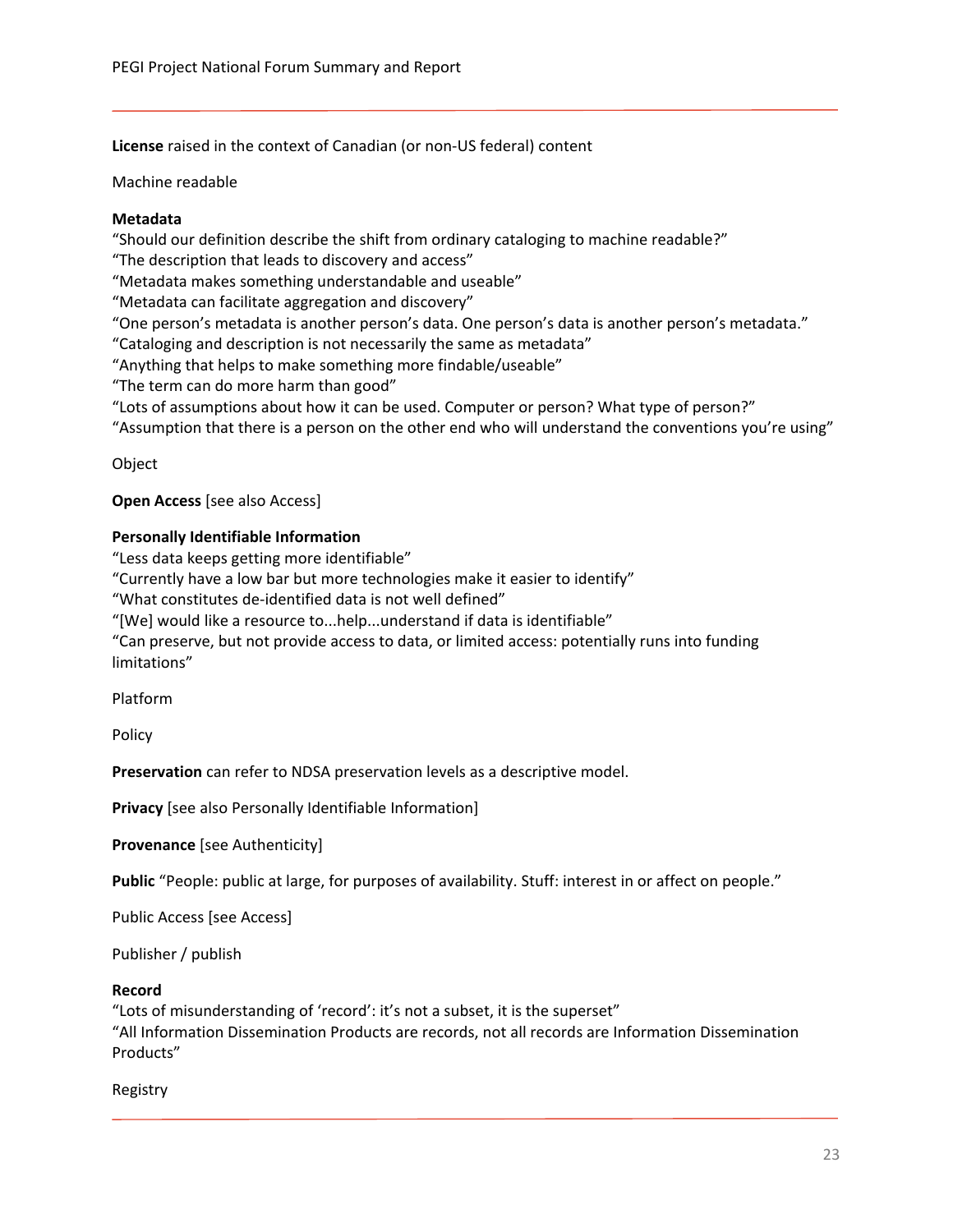**License** raised in the context of Canadian (or non-US federal) content

Machine readable

**Metadata**
"Should our definition describe the shift from ordinary cataloging to machine readable?"
"The description that leads to discovery and access"
"Metadata makes something understandable and useable"
"Metadata can facilitate aggregation and discovery"
"One person's metadata is another person's data. One person's data is another person's metadata."
"Cataloging and description is not necessarily the same as metadata"
"Anything that helps to make something more findable/useable"
"The term can do more harm than good"
"Lots of assumptions about how it can be used. Computer or person? What type of person?"
"Assumption that there is a person on the other end who will understand the conventions you're using"

Object

**Open Access** [see also Access]

**Personally Identifiable Information**
"Less data keeps getting more identifiable"
"Currently have a low bar but more technologies make it easier to identify"
"What constitutes de-identified data is not well defined"
"[We] would like a resource to...help...understand if data is identifiable"
"Can preserve, but not provide access to data, or limited access: potentially runs into funding limitations"

Platform

Policy

**Preservation** can refer to NDSA preservation levels as a descriptive model.

**Privacy** [see also Personally Identifiable Information]

**Provenance** [see Authenticity]

**Public** "People: public at large, for purposes of availability. Stuff: interest in or affect on people."

Public Access [see Access]

Publisher / publish

**Record**
"Lots of misunderstanding of 'record': it's not a subset, it is the superset"
"All Information Dissemination Products are records, not all records are Information Dissemination Products"

Registry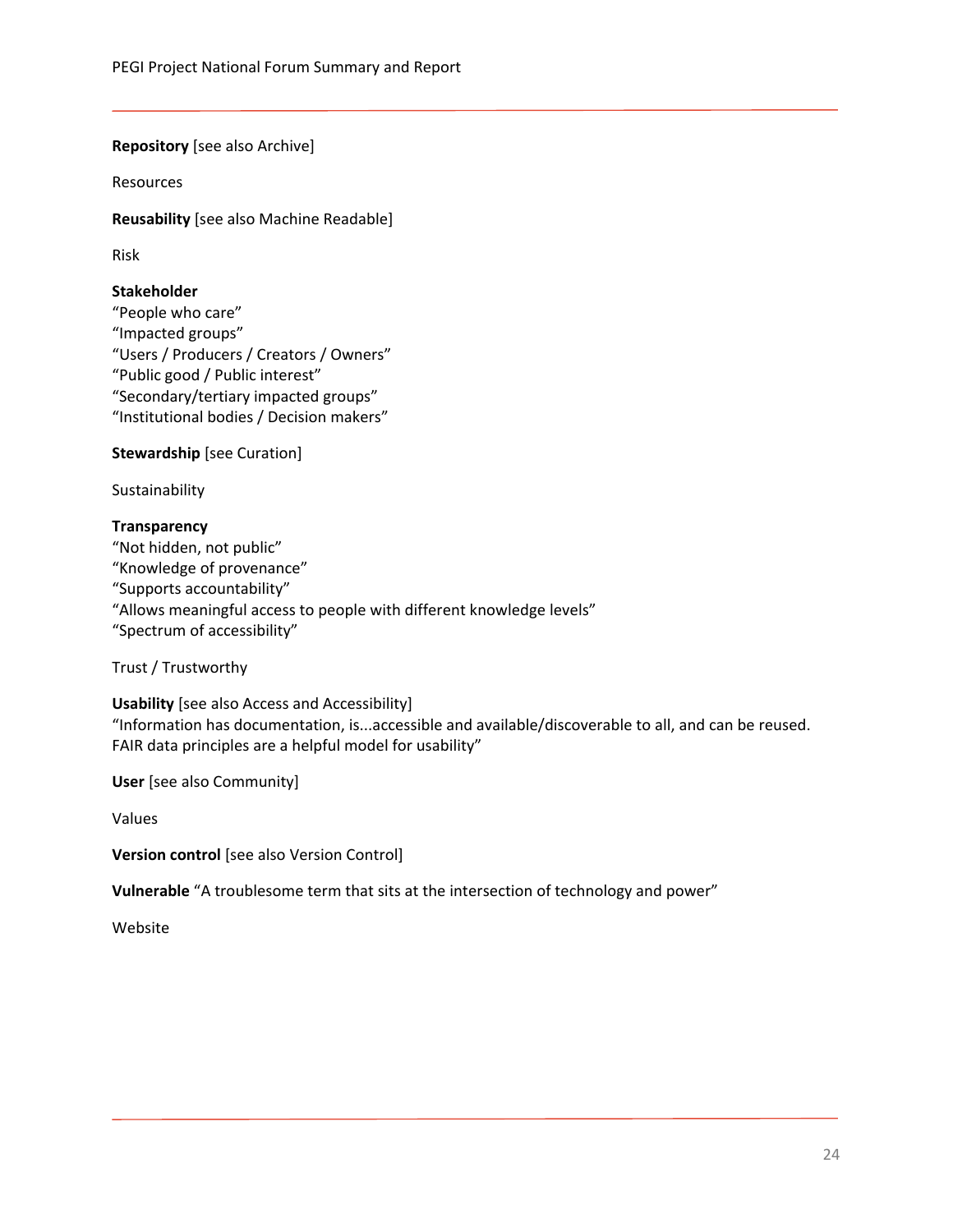**Repository** [see also Archive]

Resources

**Reusability** [see also Machine Readable]

Risk

**Stakeholder**
"People who care"
"Impacted groups"
"Users / Producers / Creators / Owners"
"Public good / Public interest"
"Secondary/tertiary impacted groups"
"Institutional bodies / Decision makers"

**Stewardship** [see Curation]

Sustainability

**Transparency**
"Not hidden, not public"
"Knowledge of provenance"
"Supports accountability"
"Allows meaningful access to people with different knowledge levels"
"Spectrum of accessibility"

Trust / Trustworthy

**Usability** [see also Access and Accessibility]
"Information has documentation, is...accessible and available/discoverable to all, and can be reused. FAIR data principles are a helpful model for usability"

**User** [see also Community]

Values

**Version control** [see also Version Control]

**Vulnerable** "A troublesome term that sits at the intersection of technology and power"

Website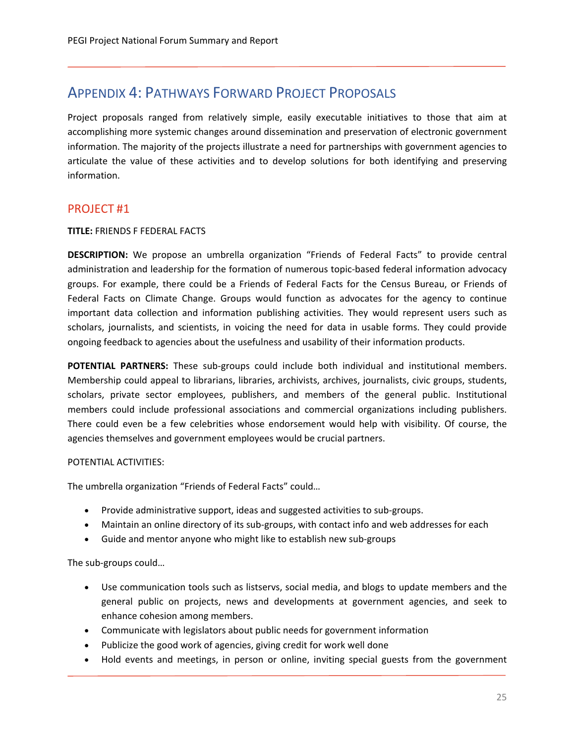## APPENDIX 4: PATHWAYS FORWARD PROJECT PROPOSALS

Project proposals ranged from relatively simple, easily executable initiatives to those that aim at accomplishing more systemic changes around dissemination and preservation of electronic government information. The majority of the projects illustrate a need for partnerships with government agencies to articulate the value of these activities and to develop solutions for both identifying and preserving information.

### PROJECT #1

**TITLE:** FRIENDS F FEDERAL FACTS

**DESCRIPTION:** We propose an umbrella organization "Friends of Federal Facts" to provide central administration and leadership for the formation of numerous topic-based federal information advocacy groups. For example, there could be a Friends of Federal Facts for the Census Bureau, or Friends of Federal Facts on Climate Change. Groups would function as advocates for the agency to continue important data collection and information publishing activities. They would represent users such as scholars, journalists, and scientists, in voicing the need for data in usable forms. They could provide ongoing feedback to agencies about the usefulness and usability of their information products.

**POTENTIAL PARTNERS:** These sub-groups could include both individual and institutional members. Membership could appeal to librarians, libraries, archivists, archives, journalists, civic groups, students, scholars, private sector employees, publishers, and members of the general public. Institutional members could include professional associations and commercial organizations including publishers. There could even be a few celebrities whose endorsement would help with visibility. Of course, the agencies themselves and government employees would be crucial partners.

POTENTIAL ACTIVITIES:

The umbrella organization "Friends of Federal Facts" could…

- Provide administrative support, ideas and suggested activities to sub-groups.
- Maintain an online directory of its sub-groups, with contact info and web addresses for each
- Guide and mentor anyone who might like to establish new sub-groups

The sub-groups could…

- Use communication tools such as listservs, social media, and blogs to update members and the general public on projects, news and developments at government agencies, and seek to enhance cohesion among members.
- Communicate with legislators about public needs for government information
- Publicize the good work of agencies, giving credit for work well done
- Hold events and meetings, in person or online, inviting special guests from the government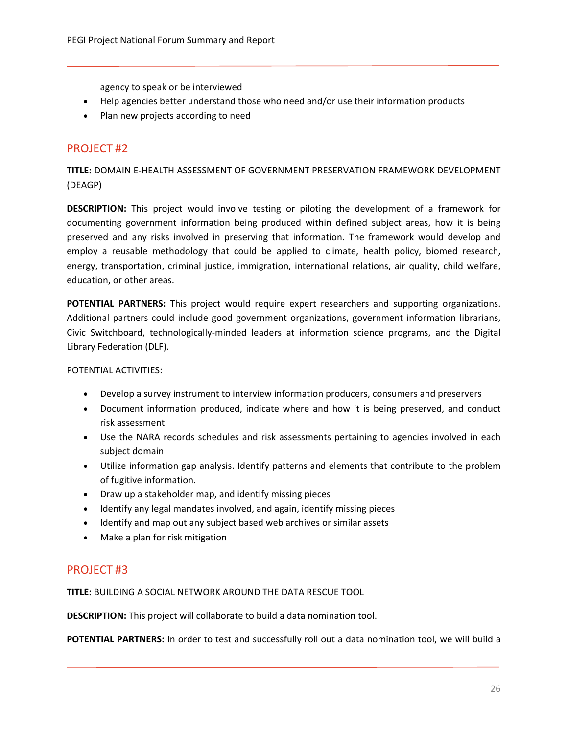agency to speak or be interviewed

- Help agencies better understand those who need and/or use their information products
- Plan new projects according to need

## PROJECT #2

**TITLE:** DOMAIN E-HEALTH ASSESSMENT OF GOVERNMENT PRESERVATION FRAMEWORK DEVELOPMENT (DEAGP)

**DESCRIPTION:** This project would involve testing or piloting the development of a framework for documenting government information being produced within defined subject areas, how it is being preserved and any risks involved in preserving that information. The framework would develop and employ a reusable methodology that could be applied to climate, health policy, biomed research, energy, transportation, criminal justice, immigration, international relations, air quality, child welfare, education, or other areas.

**POTENTIAL PARTNERS:** This project would require expert researchers and supporting organizations. Additional partners could include good government organizations, government information librarians, Civic Switchboard, technologically-minded leaders at information science programs, and the Digital Library Federation (DLF).

POTENTIAL ACTIVITIES:

- Develop a survey instrument to interview information producers, consumers and preservers
- Document information produced, indicate where and how it is being preserved, and conduct risk assessment
- Use the NARA records schedules and risk assessments pertaining to agencies involved in each subject domain
- Utilize information gap analysis. Identify patterns and elements that contribute to the problem of fugitive information.
- Draw up a stakeholder map, and identify missing pieces
- Identify any legal mandates involved, and again, identify missing pieces
- Identify and map out any subject based web archives or similar assets
- Make a plan for risk mitigation

## PROJECT #3

**TITLE:** BUILDING A SOCIAL NETWORK AROUND THE DATA RESCUE TOOL

**DESCRIPTION:** This project will collaborate to build a data nomination tool.

**POTENTIAL PARTNERS:** In order to test and successfully roll out a data nomination tool, we will build a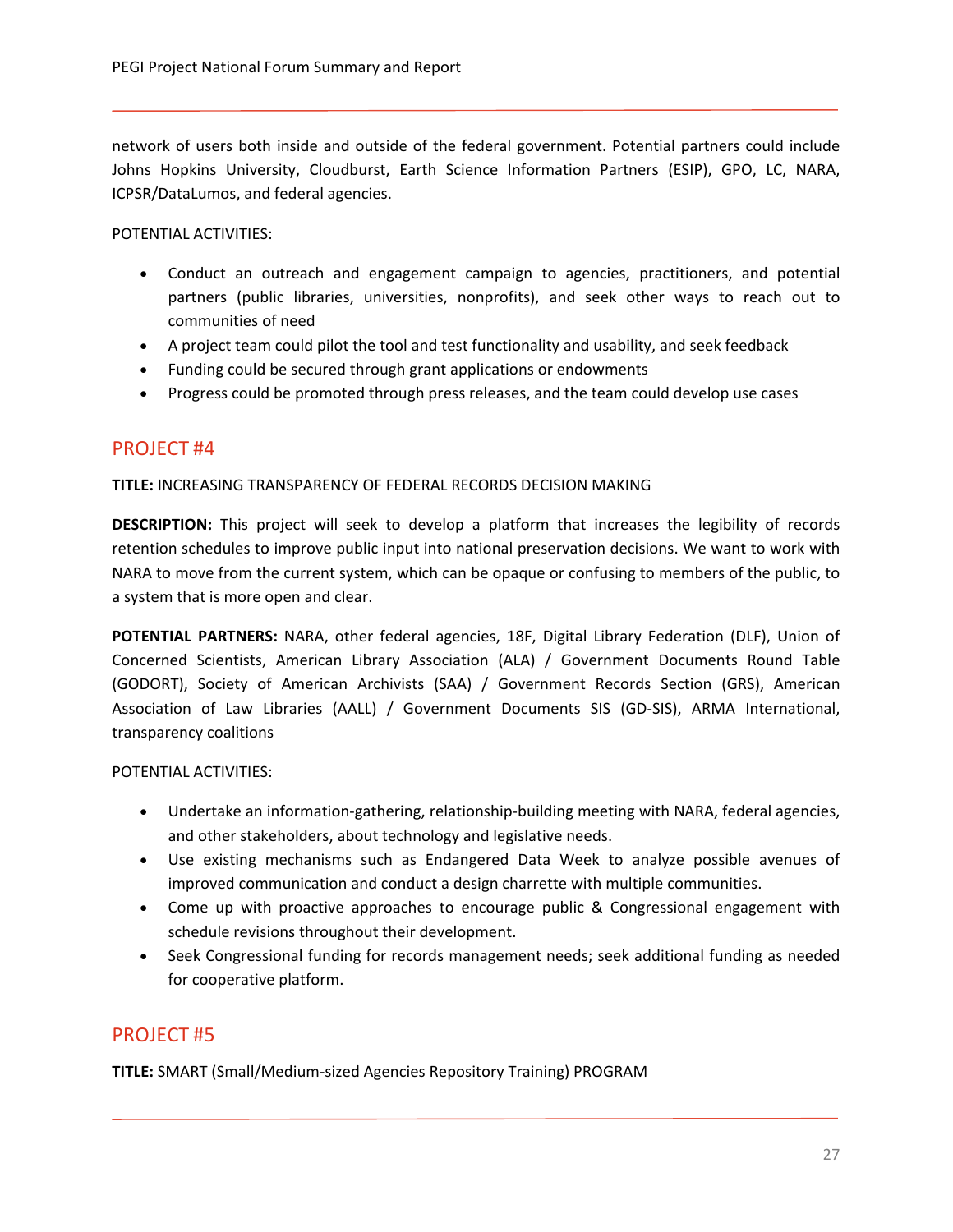network of users both inside and outside of the federal government. Potential partners could include Johns Hopkins University, Cloudburst, Earth Science Information Partners (ESIP), GPO, LC, NARA, ICPSR/DataLumos, and federal agencies.

POTENTIAL ACTIVITIES:

- Conduct an outreach and engagement campaign to agencies, practitioners, and potential partners (public libraries, universities, nonprofits), and seek other ways to reach out to communities of need
- A project team could pilot the tool and test functionality and usability, and seek feedback
- Funding could be secured through grant applications or endowments
- Progress could be promoted through press releases, and the team could develop use cases

## PROJECT #4

**TITLE:** INCREASING TRANSPARENCY OF FEDERAL RECORDS DECISION MAKING

**DESCRIPTION:** This project will seek to develop a platform that increases the legibility of records retention schedules to improve public input into national preservation decisions. We want to work with NARA to move from the current system, which can be opaque or confusing to members of the public, to a system that is more open and clear.

**POTENTIAL PARTNERS:** NARA, other federal agencies, 18F, Digital Library Federation (DLF), Union of Concerned Scientists, American Library Association (ALA) / Government Documents Round Table (GODORT), Society of American Archivists (SAA) / Government Records Section (GRS), American Association of Law Libraries (AALL) / Government Documents SIS (GD-SIS), ARMA International, transparency coalitions

POTENTIAL ACTIVITIES:

- Undertake an information-gathering, relationship-building meeting with NARA, federal agencies, and other stakeholders, about technology and legislative needs.
- Use existing mechanisms such as Endangered Data Week to analyze possible avenues of improved communication and conduct a design charrette with multiple communities.
- Come up with proactive approaches to encourage public & Congressional engagement with schedule revisions throughout their development.
- Seek Congressional funding for records management needs; seek additional funding as needed for cooperative platform.

## PROJECT #5

**TITLE:** SMART (Small/Medium-sized Agencies Repository Training) PROGRAM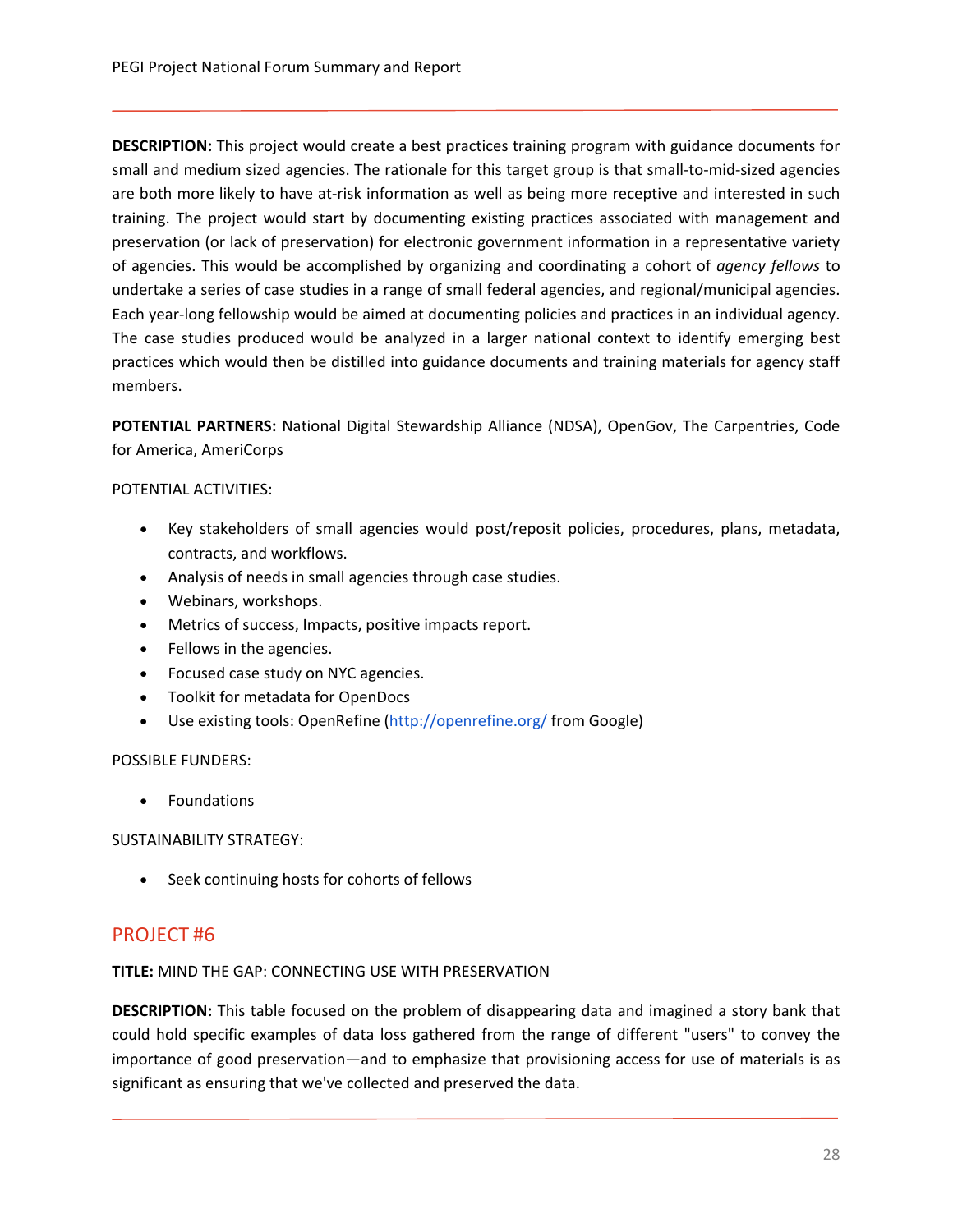**DESCRIPTION:** This project would create a best practices training program with guidance documents for small and medium sized agencies. The rationale for this target group is that small-to-mid-sized agencies are both more likely to have at-risk information as well as being more receptive and interested in such training. The project would start by documenting existing practices associated with management and preservation (or lack of preservation) for electronic government information in a representative variety of agencies. This would be accomplished by organizing and coordinating a cohort of *agency fellows* to undertake a series of case studies in a range of small federal agencies, and regional/municipal agencies. Each year-long fellowship would be aimed at documenting policies and practices in an individual agency. The case studies produced would be analyzed in a larger national context to identify emerging best practices which would then be distilled into guidance documents and training materials for agency staff members.

**POTENTIAL PARTNERS:** National Digital Stewardship Alliance (NDSA), OpenGov, The Carpentries, Code for America, AmeriCorps

POTENTIAL ACTIVITIES:

- Key stakeholders of small agencies would post/reposit policies, procedures, plans, metadata, contracts, and workflows.
- Analysis of needs in small agencies through case studies.
- Webinars, workshops.
- Metrics of success, Impacts, positive impacts report.
- Fellows in the agencies.
- Focused case study on NYC agencies.
- Toolkit for metadata for OpenDocs
- Use existing tools: OpenRefine (http://openrefine.org/ from Google)

POSSIBLE FUNDERS:

- Foundations

SUSTAINABILITY STRATEGY:

- Seek continuing hosts for cohorts of fellows

## PROJECT #6

**TITLE:** MIND THE GAP: CONNECTING USE WITH PRESERVATION

**DESCRIPTION:** This table focused on the problem of disappearing data and imagined a story bank that could hold specific examples of data loss gathered from the range of different "users" to convey the importance of good preservation—and to emphasize that provisioning access for use of materials is as significant as ensuring that we've collected and preserved the data.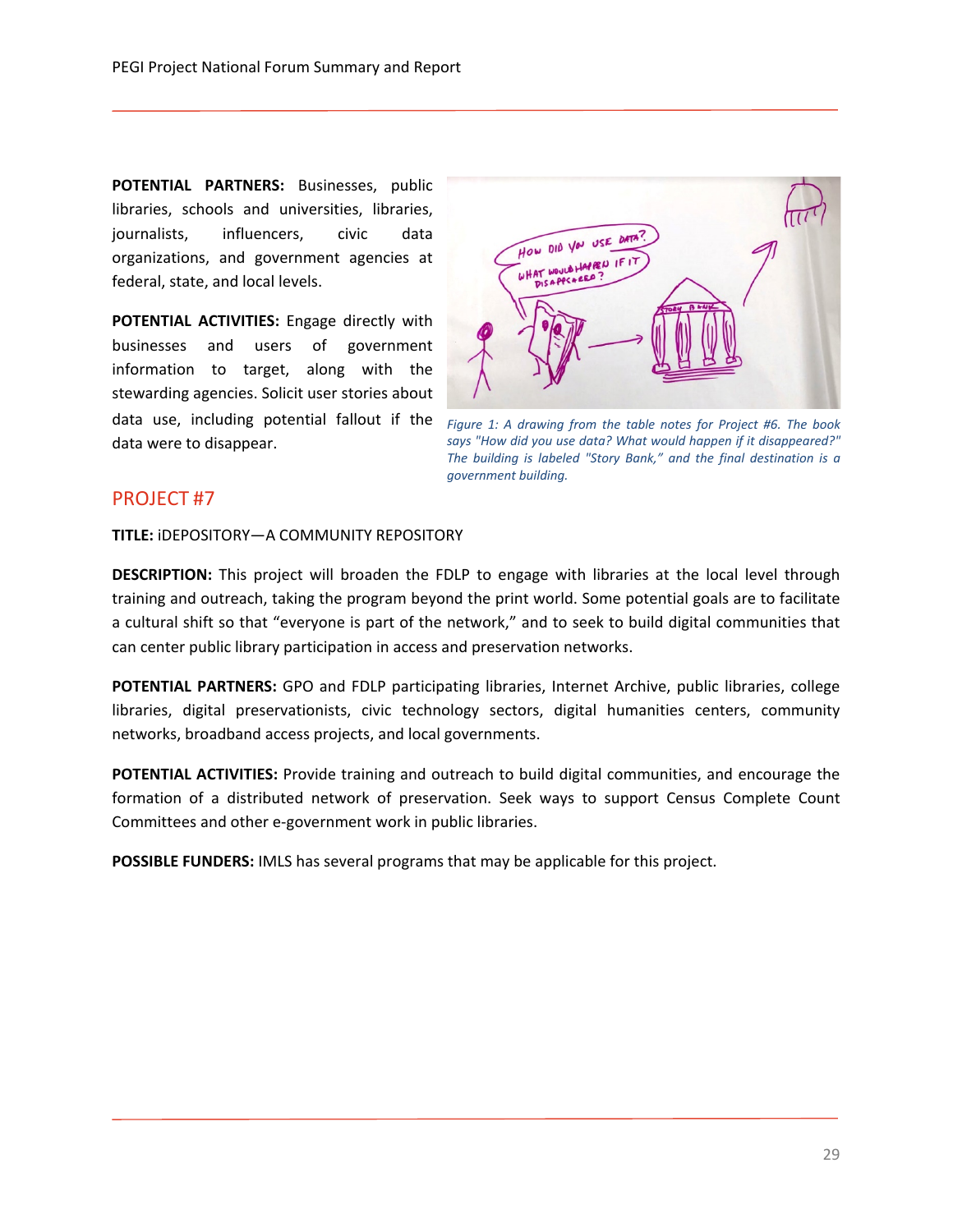**POTENTIAL PARTNERS:** Businesses, public libraries, schools and universities, libraries, journalists, influencers, civic data organizations, and government agencies at federal, state, and local levels.

**POTENTIAL ACTIVITIES:** Engage directly with businesses and users of government information to target, along with the stewarding agencies. Solicit user stories about data use, including potential fallout if the data were to disappear.

*Figure 1: A drawing from the table notes for Project #6. The book says "How did you use data? What would happen if it disappeared?" The building is labeled "Story Bank," and the final destination is a government building.*

## PROJECT #7

**TITLE:** iDEPOSITORY—A COMMUNITY REPOSITORY

**DESCRIPTION:** This project will broaden the FDLP to engage with libraries at the local level through training and outreach, taking the program beyond the print world. Some potential goals are to facilitate a cultural shift so that "everyone is part of the network," and to seek to build digital communities that can center public library participation in access and preservation networks.

**POTENTIAL PARTNERS:** GPO and FDLP participating libraries, Internet Archive, public libraries, college libraries, digital preservationists, civic technology sectors, digital humanities centers, community networks, broadband access projects, and local governments.

**POTENTIAL ACTIVITIES:** Provide training and outreach to build digital communities, and encourage the formation of a distributed network of preservation. Seek ways to support Census Complete Count Committees and other e-government work in public libraries.

**POSSIBLE FUNDERS:** IMLS has several programs that may be applicable for this project.